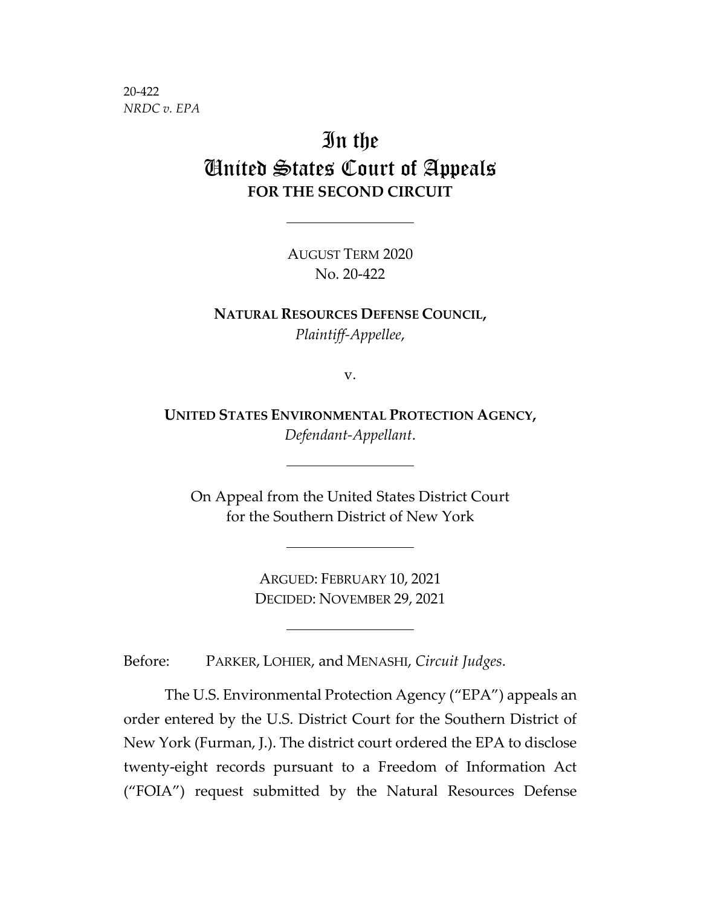20-422
*NRDC v. EPA*

# In the United States Court of Appeals
## FOR THE SECOND CIRCUIT

---

AUGUST TERM 2020
No. 20-422

**NATURAL RESOURCES DEFENSE COUNCIL,**
*Plaintiff-Appellee*,

v.

**UNITED STATES ENVIRONMENTAL PROTECTION AGENCY,**
*Defendant-Appellant*.

---

On Appeal from the United States District Court
for the Southern District of New York

---

ARGUED: FEBRUARY 10, 2021
DECIDED: NOVEMBER 29, 2021

---

Before: PARKER, LOHIER, and MENASHI, *Circuit Judges*.

The U.S. Environmental Protection Agency ("EPA") appeals an order entered by the U.S. District Court for the Southern District of New York (Furman, J.). The district court ordered the EPA to disclose twenty-eight records pursuant to a Freedom of Information Act ("FOIA") request submitted by the Natural Resources Defense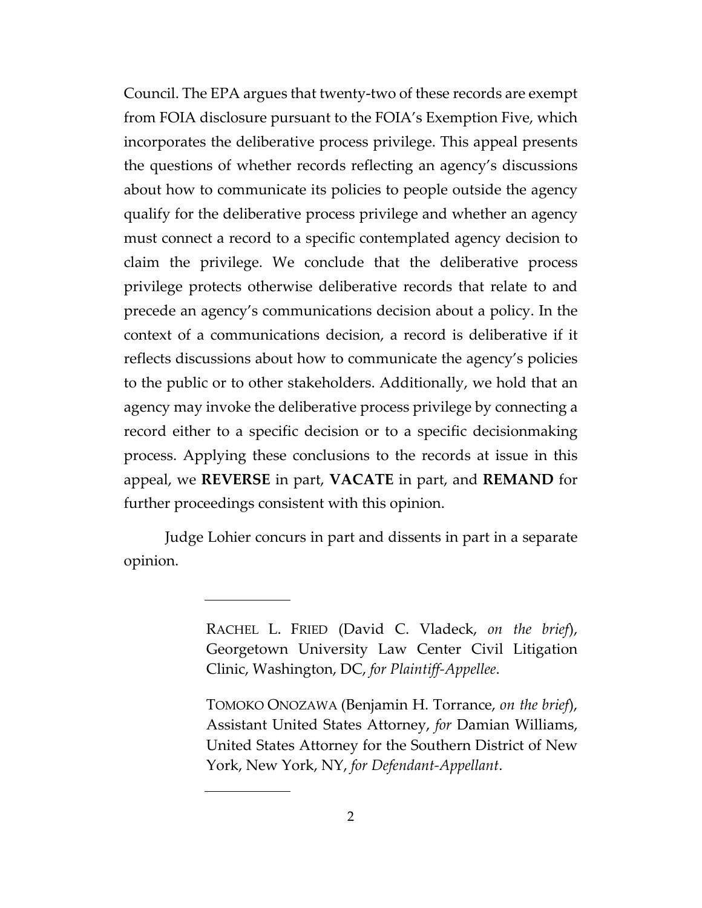Council. The EPA argues that twenty-two of these records are exempt from FOIA disclosure pursuant to the FOIA's Exemption Five, which incorporates the deliberative process privilege. This appeal presents the questions of whether records reflecting an agency's discussions about how to communicate its policies to people outside the agency qualify for the deliberative process privilege and whether an agency must connect a record to a specific contemplated agency decision to claim the privilege. We conclude that the deliberative process privilege protects otherwise deliberative records that relate to and precede an agency's communications decision about a policy. In the context of a communications decision, a record is deliberative if it reflects discussions about how to communicate the agency's policies to the public or to other stakeholders. Additionally, we hold that an agency may invoke the deliberative process privilege by connecting a record either to a specific decision or to a specific decisionmaking process. Applying these conclusions to the records at issue in this appeal, we **REVERSE** in part, **VACATE** in part, and **REMAND** for further proceedings consistent with this opinion.

Judge Lohier concurs in part and dissents in part in a separate opinion.

---

RACHEL L. FRIED (David C. Vladeck, *on the brief*), Georgetown University Law Center Civil Litigation Clinic, Washington, DC, *for Plaintiff-Appellee*.

TOMOKO ONOZAWA (Benjamin H. Torrance, *on the brief*), Assistant United States Attorney, *for* Damian Williams, United States Attorney for the Southern District of New York, New York, NY, *for Defendant-Appellant*.

---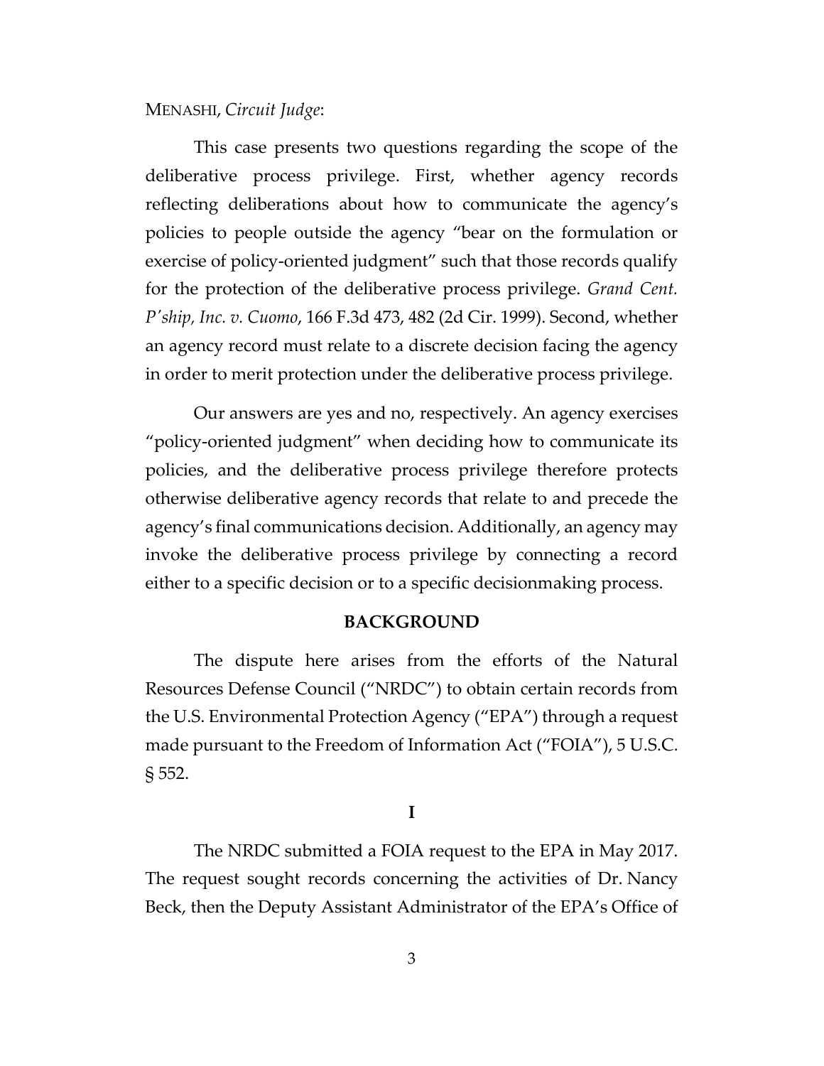MENASHI, *Circuit Judge*:

This case presents two questions regarding the scope of the deliberative process privilege. First, whether agency records reflecting deliberations about how to communicate the agency's policies to people outside the agency "bear on the formulation or exercise of policy-oriented judgment" such that those records qualify for the protection of the deliberative process privilege. *Grand Cent. P'ship, Inc. v. Cuomo*, 166 F.3d 473, 482 (2d Cir. 1999). Second, whether an agency record must relate to a discrete decision facing the agency in order to merit protection under the deliberative process privilege.

Our answers are yes and no, respectively. An agency exercises "policy-oriented judgment" when deciding how to communicate its policies, and the deliberative process privilege therefore protects otherwise deliberative agency records that relate to and precede the agency's final communications decision. Additionally, an agency may invoke the deliberative process privilege by connecting a record either to a specific decision or to a specific decisionmaking process.

## BACKGROUND

The dispute here arises from the efforts of the Natural Resources Defense Council ("NRDC") to obtain certain records from the U.S. Environmental Protection Agency ("EPA") through a request made pursuant to the Freedom of Information Act ("FOIA"), 5 U.S.C. § 552.

### I

The NRDC submitted a FOIA request to the EPA in May 2017. The request sought records concerning the activities of Dr. Nancy Beck, then the Deputy Assistant Administrator of the EPA's Office of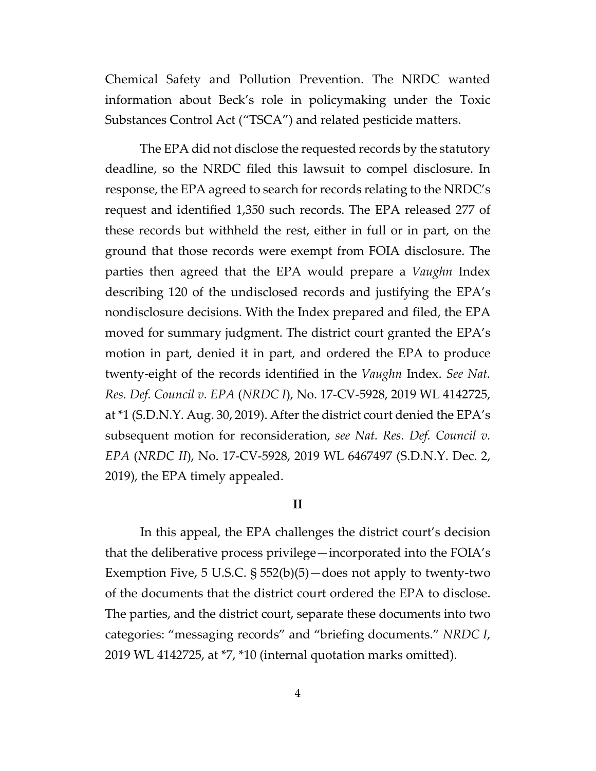Chemical Safety and Pollution Prevention. The NRDC wanted information about Beck's role in policymaking under the Toxic Substances Control Act ("TSCA") and related pesticide matters.

The EPA did not disclose the requested records by the statutory deadline, so the NRDC filed this lawsuit to compel disclosure. In response, the EPA agreed to search for records relating to the NRDC's request and identified 1,350 such records. The EPA released 277 of these records but withheld the rest, either in full or in part, on the ground that those records were exempt from FOIA disclosure. The parties then agreed that the EPA would prepare a *Vaughn* Index describing 120 of the undisclosed records and justifying the EPA's nondisclosure decisions. With the Index prepared and filed, the EPA moved for summary judgment. The district court granted the EPA's motion in part, denied it in part, and ordered the EPA to produce twenty-eight of the records identified in the *Vaughn* Index. *See Nat. Res. Def. Council v. EPA* (*NRDC I*), No. 17-CV-5928, 2019 WL 4142725, at *1 (S.D.N.Y. Aug. 30, 2019). After the district court denied the EPA's subsequent motion for reconsideration, *see Nat. Res. Def. Council v. EPA* (*NRDC II*), No. 17-CV-5928, 2019 WL 6467497 (S.D.N.Y. Dec. 2, 2019), the EPA timely appealed.

## II

In this appeal, the EPA challenges the district court's decision that the deliberative process privilege—incorporated into the FOIA's Exemption Five, 5 U.S.C. § 552(b)(5)—does not apply to twenty-two of the documents that the district court ordered the EPA to disclose. The parties, and the district court, separate these documents into two categories: "messaging records" and "briefing documents." *NRDC I*, 2019 WL 4142725, at *7, *10 (internal quotation marks omitted).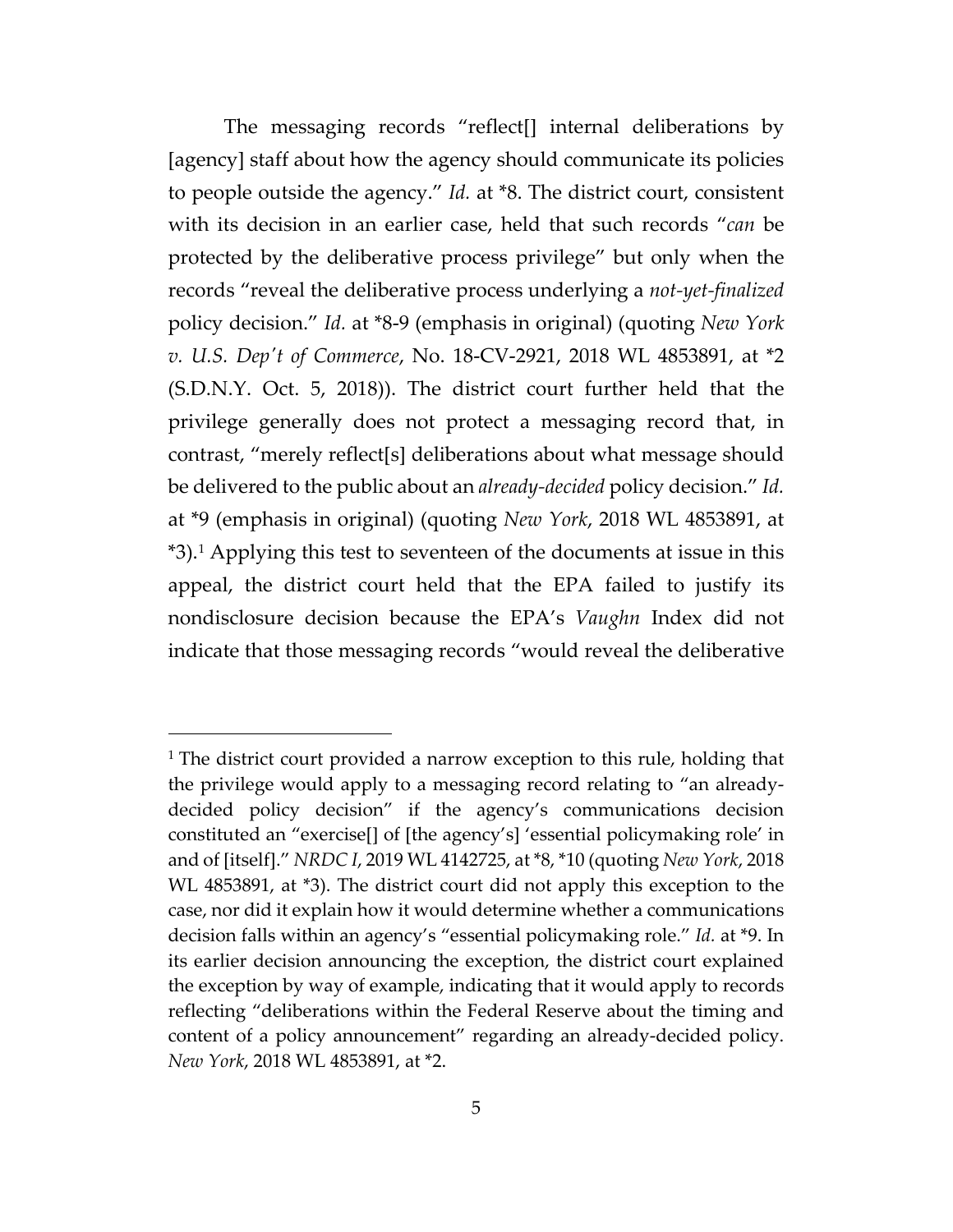The messaging records "reflect[] internal deliberations by [agency] staff about how the agency should communicate its policies to people outside the agency." *Id.* at *8. The district court, consistent with its decision in an earlier case, held that such records "*can* be protected by the deliberative process privilege" but only when the records "reveal the deliberative process underlying a *not-yet-finalized* policy decision." *Id.* at *8-9 (emphasis in original) (quoting *New York v. U.S. Dep't of Commerce*, No. 18-CV-2921, 2018 WL 4853891, at *2 (S.D.N.Y. Oct. 5, 2018)). The district court further held that the privilege generally does not protect a messaging record that, in contrast, "merely reflect[s] deliberations about what message should be delivered to the public about an *already-decided* policy decision." *Id.* at *9 (emphasis in original) (quoting *New York*, 2018 WL 4853891, at *3).[1] Applying this test to seventeen of the documents at issue in this appeal, the district court held that the EPA failed to justify its nondisclosure decision because the EPA's *Vaughn* Index did not indicate that those messaging records "would reveal the deliberative

---

[1] The district court provided a narrow exception to this rule, holding that the privilege would apply to a messaging record relating to "an already-decided policy decision" if the agency's communications decision constituted an "exercise[] of [the agency's] 'essential policymaking role' in and of [itself]." *NRDC I*, 2019 WL 4142725, at *8, *10 (quoting *New York*, 2018 WL 4853891, at *3). The district court did not apply this exception to the case, nor did it explain how it would determine whether a communications decision falls within an agency's "essential policymaking role." *Id.* at *9. In its earlier decision announcing the exception, the district court explained the exception by way of example, indicating that it would apply to records reflecting "deliberations within the Federal Reserve about the timing and content of a policy announcement" regarding an already-decided policy. *New York*, 2018 WL 4853891, at *2.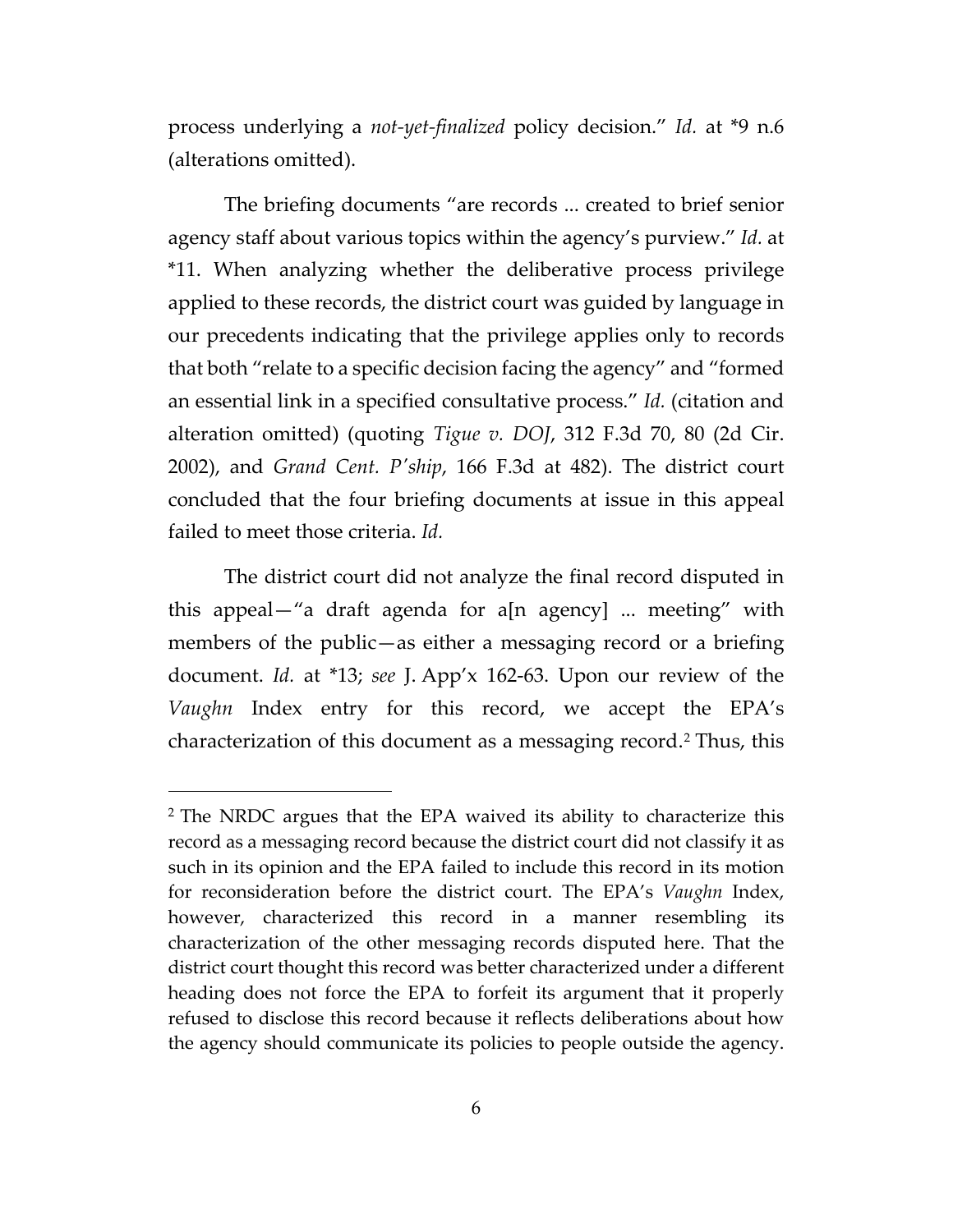process underlying a *not-yet-finalized* policy decision." *Id.* at *9 n.6 (alterations omitted).

The briefing documents "are records ... created to brief senior agency staff about various topics within the agency's purview." *Id.* at *11. When analyzing whether the deliberative process privilege applied to these records, the district court was guided by language in our precedents indicating that the privilege applies only to records that both "relate to a specific decision facing the agency" and "formed an essential link in a specified consultative process." *Id.* (citation and alteration omitted) (quoting *Tigue v. DOJ*, 312 F.3d 70, 80 (2d Cir. 2002), and *Grand Cent. P'ship*, 166 F.3d at 482). The district court concluded that the four briefing documents at issue in this appeal failed to meet those criteria. *Id.*

The district court did not analyze the final record disputed in this appeal—"a draft agenda for a[n agency] ... meeting" with members of the public—as either a messaging record or a briefing document. *Id.* at *13; *see* J. App'x 162-63. Upon our review of the *Vaughn* Index entry for this record, we accept the EPA's characterization of this document as a messaging record.[2] Thus, this

[2] The NRDC argues that the EPA waived its ability to characterize this record as a messaging record because the district court did not classify it as such in its opinion and the EPA failed to include this record in its motion for reconsideration before the district court. The EPA's *Vaughn* Index, however, characterized this record in a manner resembling its characterization of the other messaging records disputed here. That the district court thought this record was better characterized under a different heading does not force the EPA to forfeit its argument that it properly refused to disclose this record because it reflects deliberations about how the agency should communicate its policies to people outside the agency.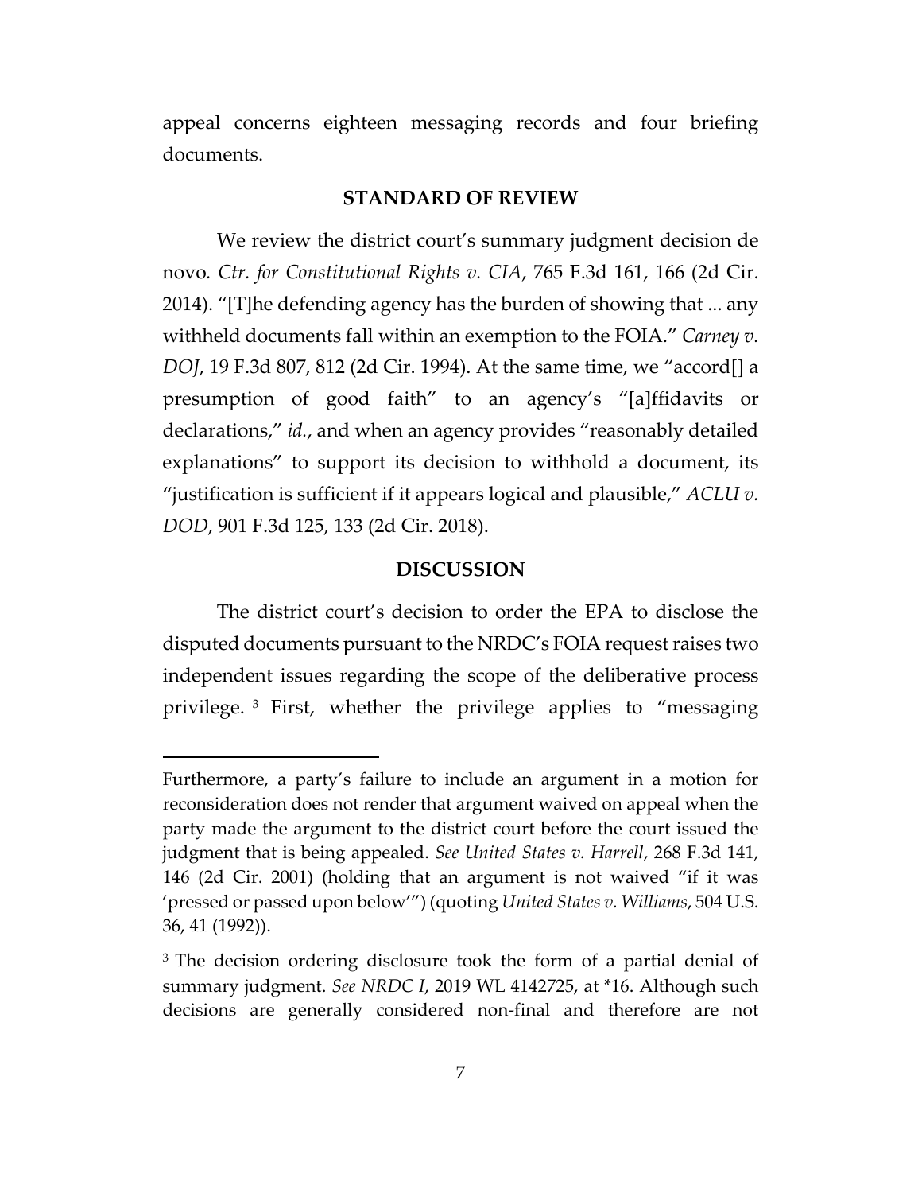appeal concerns eighteen messaging records and four briefing documents.

**STANDARD OF REVIEW**

We review the district court's summary judgment decision de novo. *Ctr. for Constitutional Rights v. CIA*, 765 F.3d 161, 166 (2d Cir. 2014). "[T]he defending agency has the burden of showing that ... any withheld documents fall within an exemption to the FOIA." *Carney v. DOJ*, 19 F.3d 807, 812 (2d Cir. 1994). At the same time, we "accord[] a presumption of good faith" to an agency's "[a]ffidavits or declarations," *id.*, and when an agency provides "reasonably detailed explanations" to support its decision to withhold a document, its "justification is sufficient if it appears logical and plausible," *ACLU v. DOD*, 901 F.3d 125, 133 (2d Cir. 2018).

**DISCUSSION**

The district court's decision to order the EPA to disclose the disputed documents pursuant to the NRDC's FOIA request raises two independent issues regarding the scope of the deliberative process privilege.[3] First, whether the privilege applies to "messaging

---

Furthermore, a party's failure to include an argument in a motion for reconsideration does not render that argument waived on appeal when the party made the argument to the district court before the court issued the judgment that is being appealed. *See United States v. Harrell*, 268 F.3d 141, 146 (2d Cir. 2001) (holding that an argument is not waived "if it was 'pressed or passed upon below'") (quoting *United States v. Williams*, 504 U.S. 36, 41 (1992)).

[3] The decision ordering disclosure took the form of a partial denial of summary judgment. *See NRDC I*, 2019 WL 4142725, at *16. Although such decisions are generally considered non-final and therefore are not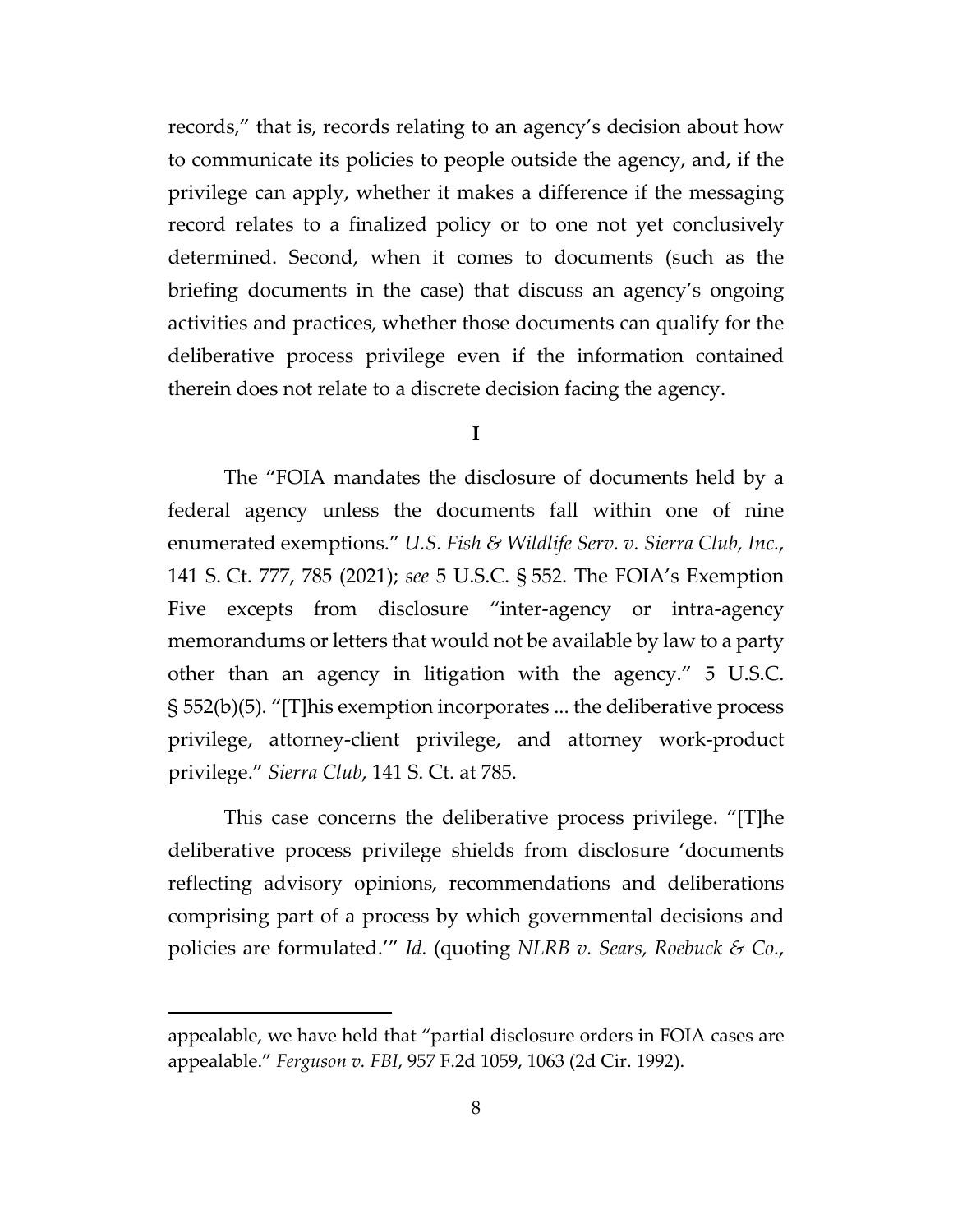records," that is, records relating to an agency's decision about how to communicate its policies to people outside the agency, and, if the privilege can apply, whether it makes a difference if the messaging record relates to a finalized policy or to one not yet conclusively determined. Second, when it comes to documents (such as the briefing documents in the case) that discuss an agency's ongoing activities and practices, whether those documents can qualify for the deliberative process privilege even if the information contained therein does not relate to a discrete decision facing the agency.

## I

The "FOIA mandates the disclosure of documents held by a federal agency unless the documents fall within one of nine enumerated exemptions." *U.S. Fish & Wildlife Serv. v. Sierra Club, Inc.*, 141 S. Ct. 777, 785 (2021); *see* 5 U.S.C. § 552. The FOIA's Exemption Five excepts from disclosure "inter-agency or intra-agency memorandums or letters that would not be available by law to a party other than an agency in litigation with the agency." 5 U.S.C. § 552(b)(5). "[T]his exemption incorporates ... the deliberative process privilege, attorney-client privilege, and attorney work-product privilege." *Sierra Club*, 141 S. Ct. at 785.

This case concerns the deliberative process privilege. "[T]he deliberative process privilege shields from disclosure 'documents reflecting advisory opinions, recommendations and deliberations comprising part of a process by which governmental decisions and policies are formulated.'" *Id.* (quoting *NLRB v. Sears, Roebuck & Co.*,

---

appealable, we have held that "partial disclosure orders in FOIA cases are appealable." *Ferguson v. FBI*, 957 F.2d 1059, 1063 (2d Cir. 1992).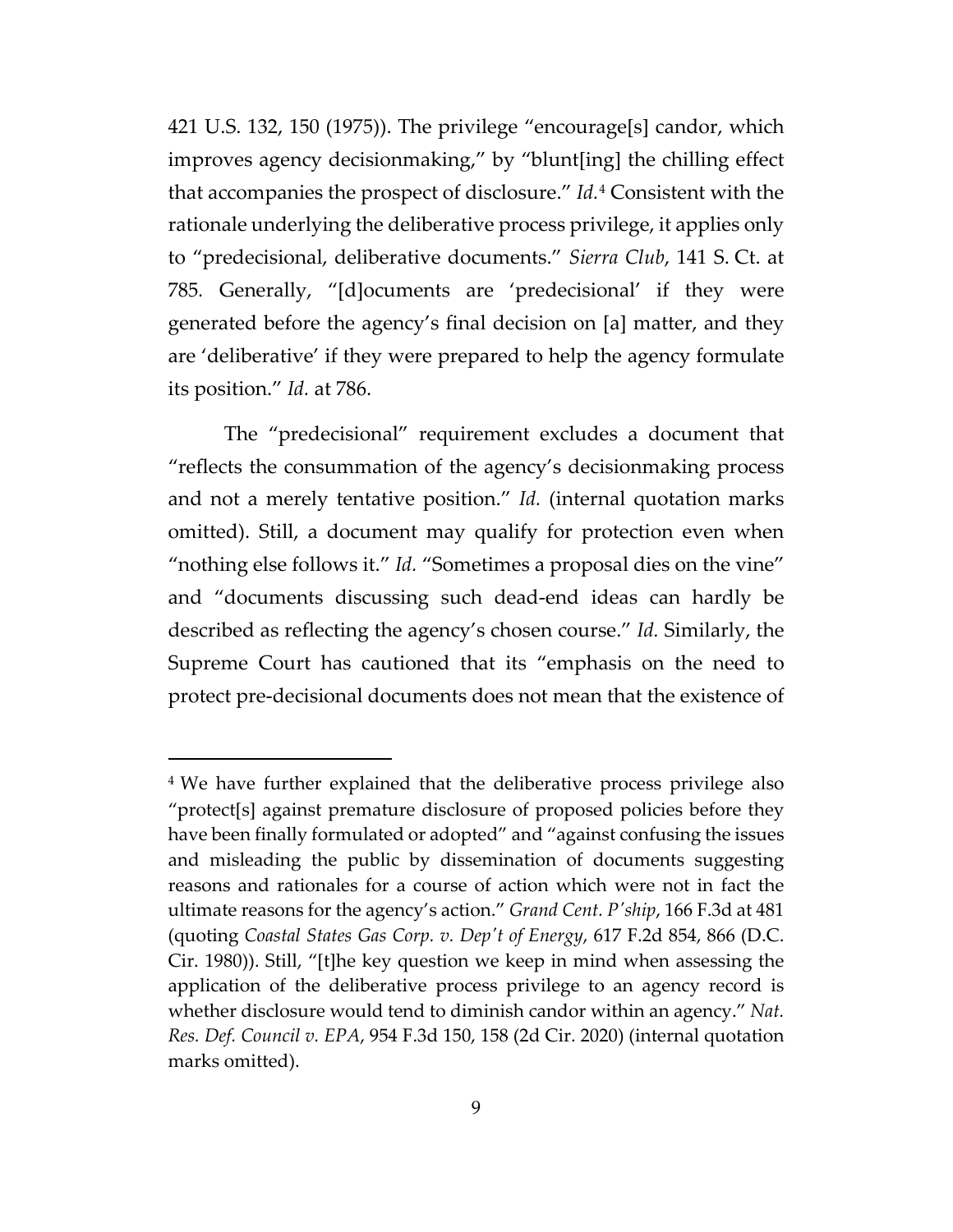421 U.S. 132, 150 (1975)). The privilege "encourage[s] candor, which improves agency decisionmaking," by "blunt[ing] the chilling effect that accompanies the prospect of disclosure." *Id.*[4] Consistent with the rationale underlying the deliberative process privilege, it applies only to "predecisional, deliberative documents." *Sierra Club*, 141 S. Ct. at 785. Generally, "[d]ocuments are 'predecisional' if they were generated before the agency's final decision on [a] matter, and they are 'deliberative' if they were prepared to help the agency formulate its position." *Id.* at 786.

The "predecisional" requirement excludes a document that "reflects the consummation of the agency's decisionmaking process and not a merely tentative position." *Id.* (internal quotation marks omitted). Still, a document may qualify for protection even when "nothing else follows it." *Id.* "Sometimes a proposal dies on the vine" and "documents discussing such dead-end ideas can hardly be described as reflecting the agency's chosen course." *Id.* Similarly, the Supreme Court has cautioned that its "emphasis on the need to protect pre-decisional documents does not mean that the existence of

---

[4] We have further explained that the deliberative process privilege also "protect[s] against premature disclosure of proposed policies before they have been finally formulated or adopted" and "against confusing the issues and misleading the public by dissemination of documents suggesting reasons and rationales for a course of action which were not in fact the ultimate reasons for the agency's action." *Grand Cent. P'ship*, 166 F.3d at 481 (quoting *Coastal States Gas Corp. v. Dep't of Energy*, 617 F.2d 854, 866 (D.C. Cir. 1980)). Still, "[t]he key question we keep in mind when assessing the application of the deliberative process privilege to an agency record is whether disclosure would tend to diminish candor within an agency." *Nat. Res. Def. Council v. EPA*, 954 F.3d 150, 158 (2d Cir. 2020) (internal quotation marks omitted).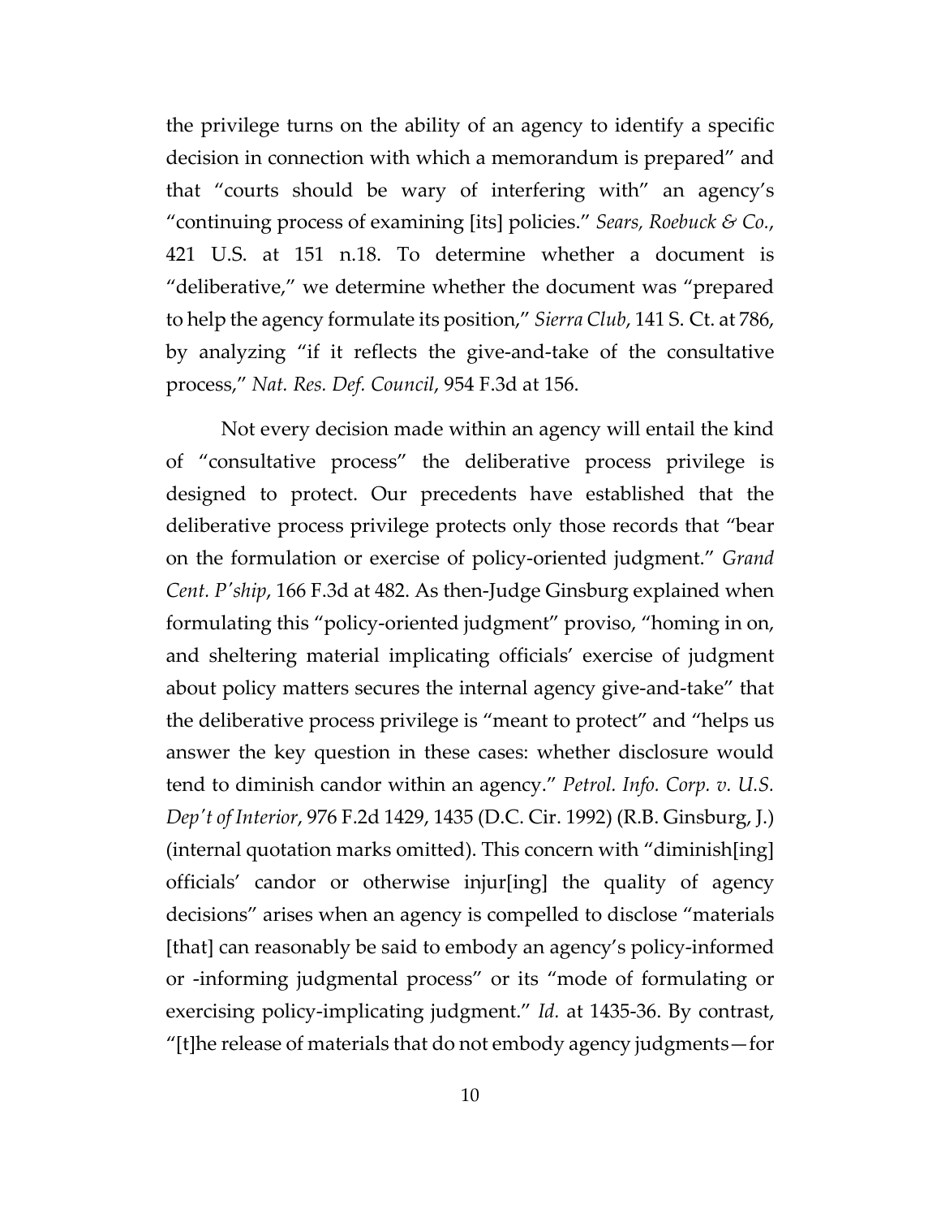the privilege turns on the ability of an agency to identify a specific decision in connection with which a memorandum is prepared" and that "courts should be wary of interfering with" an agency's "continuing process of examining [its] policies." *Sears, Roebuck & Co.*, 421 U.S. at 151 n.18. To determine whether a document is "deliberative," we determine whether the document was "prepared to help the agency formulate its position," *Sierra Club*, 141 S. Ct. at 786, by analyzing "if it reflects the give-and-take of the consultative process," *Nat. Res. Def. Council*, 954 F.3d at 156.

Not every decision made within an agency will entail the kind of "consultative process" the deliberative process privilege is designed to protect. Our precedents have established that the deliberative process privilege protects only those records that "bear on the formulation or exercise of policy-oriented judgment." *Grand Cent. P'ship*, 166 F.3d at 482. As then-Judge Ginsburg explained when formulating this "policy-oriented judgment" proviso, "homing in on, and sheltering material implicating officials' exercise of judgment about policy matters secures the internal agency give-and-take" that the deliberative process privilege is "meant to protect" and "helps us answer the key question in these cases: whether disclosure would tend to diminish candor within an agency." *Petrol. Info. Corp. v. U.S. Dep't of Interior*, 976 F.2d 1429, 1435 (D.C. Cir. 1992) (R.B. Ginsburg, J.) (internal quotation marks omitted). This concern with "diminish[ing] officials' candor or otherwise injur[ing] the quality of agency decisions" arises when an agency is compelled to disclose "materials [that] can reasonably be said to embody an agency's policy-informed or -informing judgmental process" or its "mode of formulating or exercising policy-implicating judgment." *Id.* at 1435-36. By contrast, "[t]he release of materials that do not embody agency judgments—for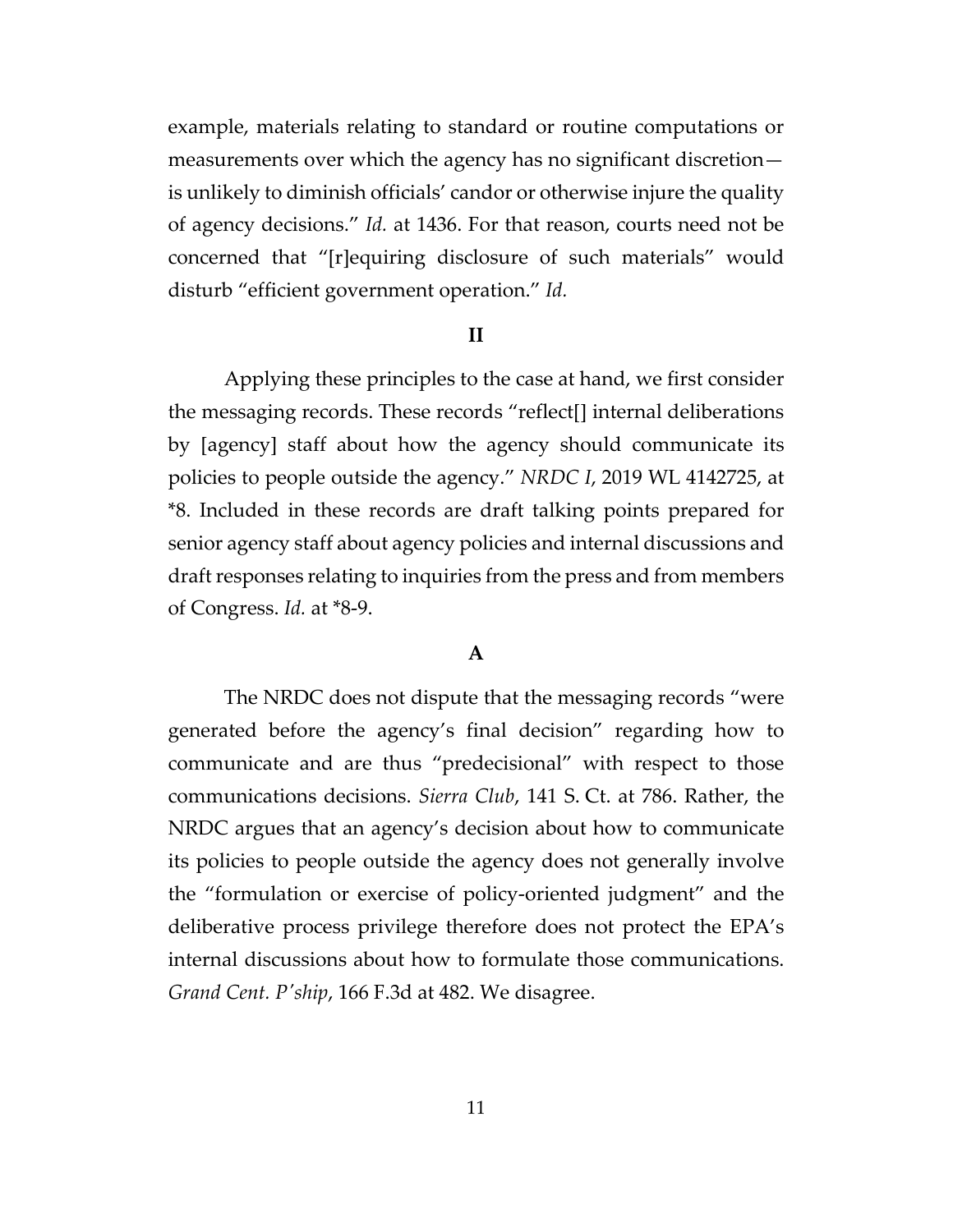example, materials relating to standard or routine computations or measurements over which the agency has no significant discretion—is unlikely to diminish officials' candor or otherwise injure the quality of agency decisions." *Id.* at 1436. For that reason, courts need not be concerned that "[r]equiring disclosure of such materials" would disturb "efficient government operation." *Id.*

## II

Applying these principles to the case at hand, we first consider the messaging records. These records "reflect[] internal deliberations by [agency] staff about how the agency should communicate its policies to people outside the agency." *NRDC I*, 2019 WL 4142725, at *8. Included in these records are draft talking points prepared for senior agency staff about agency policies and internal discussions and draft responses relating to inquiries from the press and from members of Congress. *Id.* at *8-9.

### A

The NRDC does not dispute that the messaging records "were generated before the agency's final decision" regarding how to communicate and are thus "predecisional" with respect to those communications decisions. *Sierra Club*, 141 S. Ct. at 786. Rather, the NRDC argues that an agency's decision about how to communicate its policies to people outside the agency does not generally involve the "formulation or exercise of policy-oriented judgment" and the deliberative process privilege therefore does not protect the EPA's internal discussions about how to formulate those communications. *Grand Cent. P'ship*, 166 F.3d at 482. We disagree.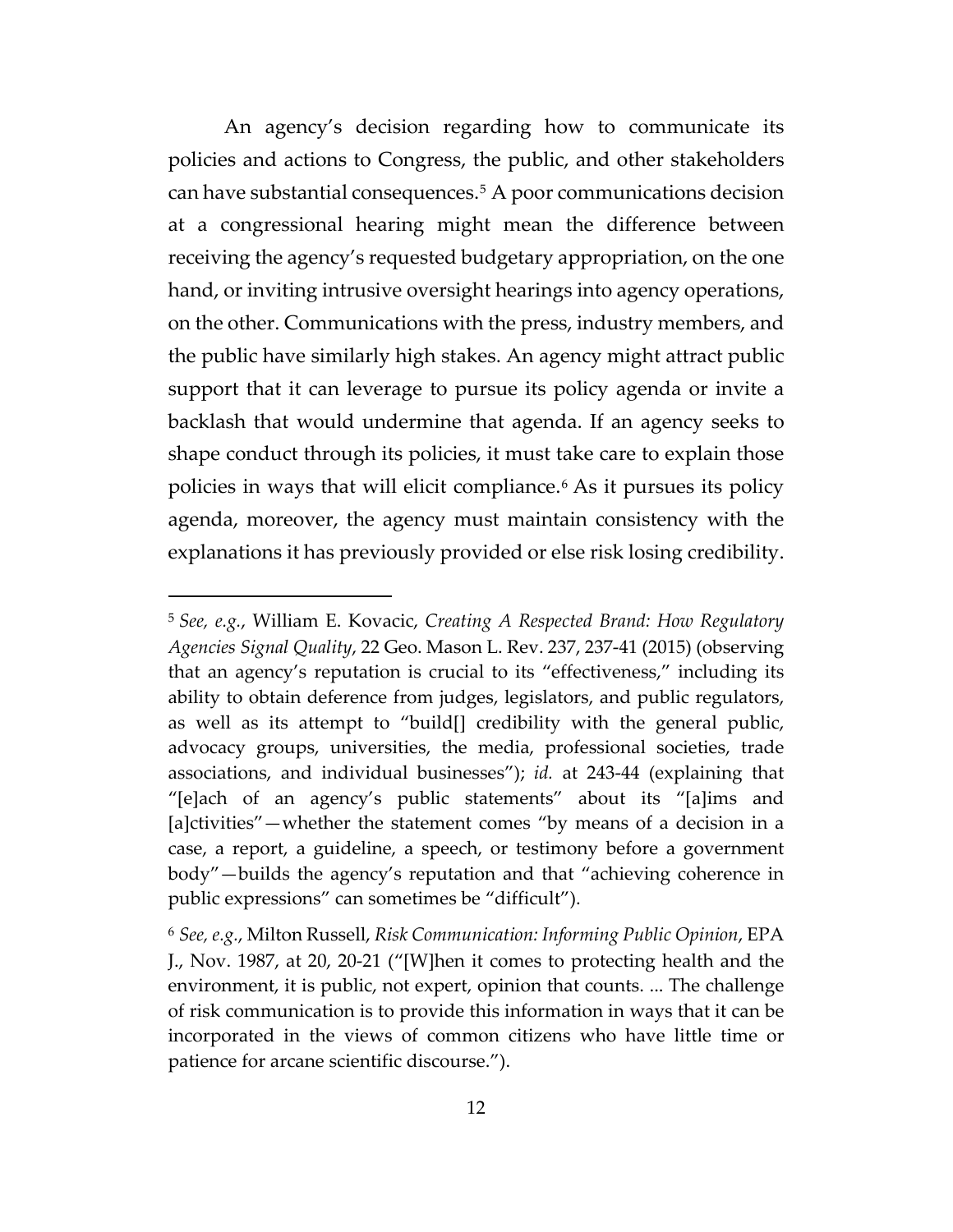An agency's decision regarding how to communicate its policies and actions to Congress, the public, and other stakeholders can have substantial consequences.[5] A poor communications decision at a congressional hearing might mean the difference between receiving the agency's requested budgetary appropriation, on the one hand, or inviting intrusive oversight hearings into agency operations, on the other. Communications with the press, industry members, and the public have similarly high stakes. An agency might attract public support that it can leverage to pursue its policy agenda or invite a backlash that would undermine that agenda. If an agency seeks to shape conduct through its policies, it must take care to explain those policies in ways that will elicit compliance.[6] As it pursues its policy agenda, moreover, the agency must maintain consistency with the explanations it has previously provided or else risk losing credibility.

---

[5] *See, e.g.*, William E. Kovacic, *Creating A Respected Brand: How Regulatory Agencies Signal Quality*, 22 Geo. Mason L. Rev. 237, 237-41 (2015) (observing that an agency's reputation is crucial to its "effectiveness," including its ability to obtain deference from judges, legislators, and public regulators, as well as its attempt to "build[] credibility with the general public, advocacy groups, universities, the media, professional societies, trade associations, and individual businesses"); *id.* at 243-44 (explaining that "[e]ach of an agency's public statements" about its "[a]ims and [a]ctivities"—whether the statement comes "by means of a decision in a case, a report, a guideline, a speech, or testimony before a government body"—builds the agency's reputation and that "achieving coherence in public expressions" can sometimes be "difficult").

[6] *See, e.g.*, Milton Russell, *Risk Communication: Informing Public Opinion*, EPA J., Nov. 1987, at 20, 20-21 ("[W]hen it comes to protecting health and the environment, it is public, not expert, opinion that counts. ... The challenge of risk communication is to provide this information in ways that it can be incorporated in the views of common citizens who have little time or patience for arcane scientific discourse.").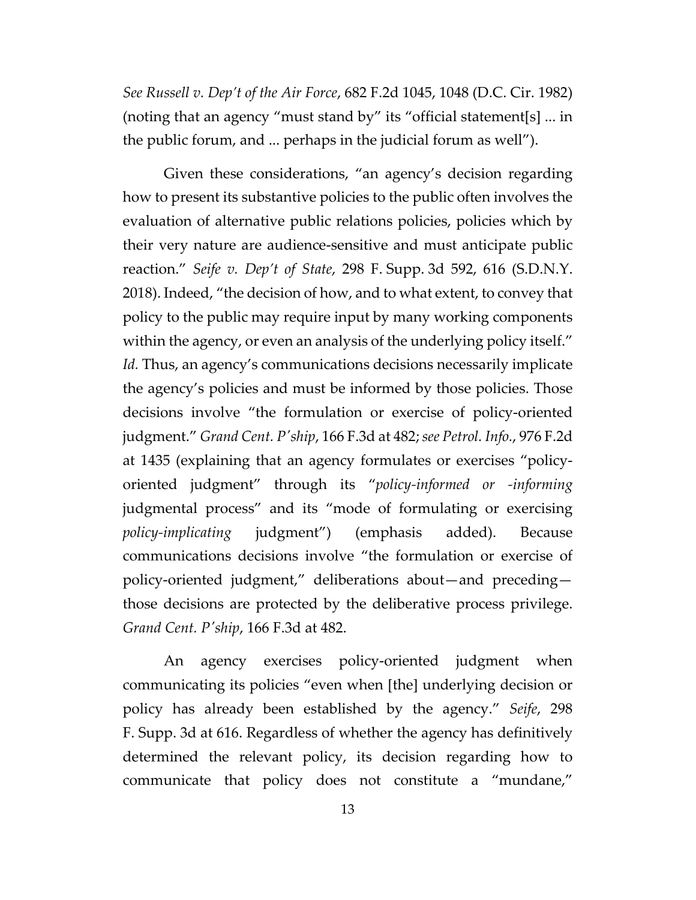*See Russell v. Dep't of the Air Force*, 682 F.2d 1045, 1048 (D.C. Cir. 1982) (noting that an agency "must stand by" its "official statement[s] ... in the public forum, and ... perhaps in the judicial forum as well").

Given these considerations, "an agency's decision regarding how to present its substantive policies to the public often involves the evaluation of alternative public relations policies, policies which by their very nature are audience-sensitive and must anticipate public reaction." *Seife v. Dep't of State*, 298 F. Supp. 3d 592, 616 (S.D.N.Y. 2018). Indeed, "the decision of how, and to what extent, to convey that policy to the public may require input by many working components within the agency, or even an analysis of the underlying policy itself." *Id.* Thus, an agency's communications decisions necessarily implicate the agency's policies and must be informed by those policies. Those decisions involve "the formulation or exercise of policy-oriented judgment." *Grand Cent. P'ship*, 166 F.3d at 482; *see Petrol. Info.*, 976 F.2d at 1435 (explaining that an agency formulates or exercises "policy-oriented judgment" through its "*policy-informed or -informing* judgmental process" and its "mode of formulating or exercising *policy-implicating* judgment") (emphasis added). Because communications decisions involve "the formulation or exercise of policy-oriented judgment," deliberations about—and preceding—those decisions are protected by the deliberative process privilege. *Grand Cent. P'ship*, 166 F.3d at 482.

An agency exercises policy-oriented judgment when communicating its policies "even when [the] underlying decision or policy has already been established by the agency." *Seife*, 298 F. Supp. 3d at 616. Regardless of whether the agency has definitively determined the relevant policy, its decision regarding how to communicate that policy does not constitute a "mundane,"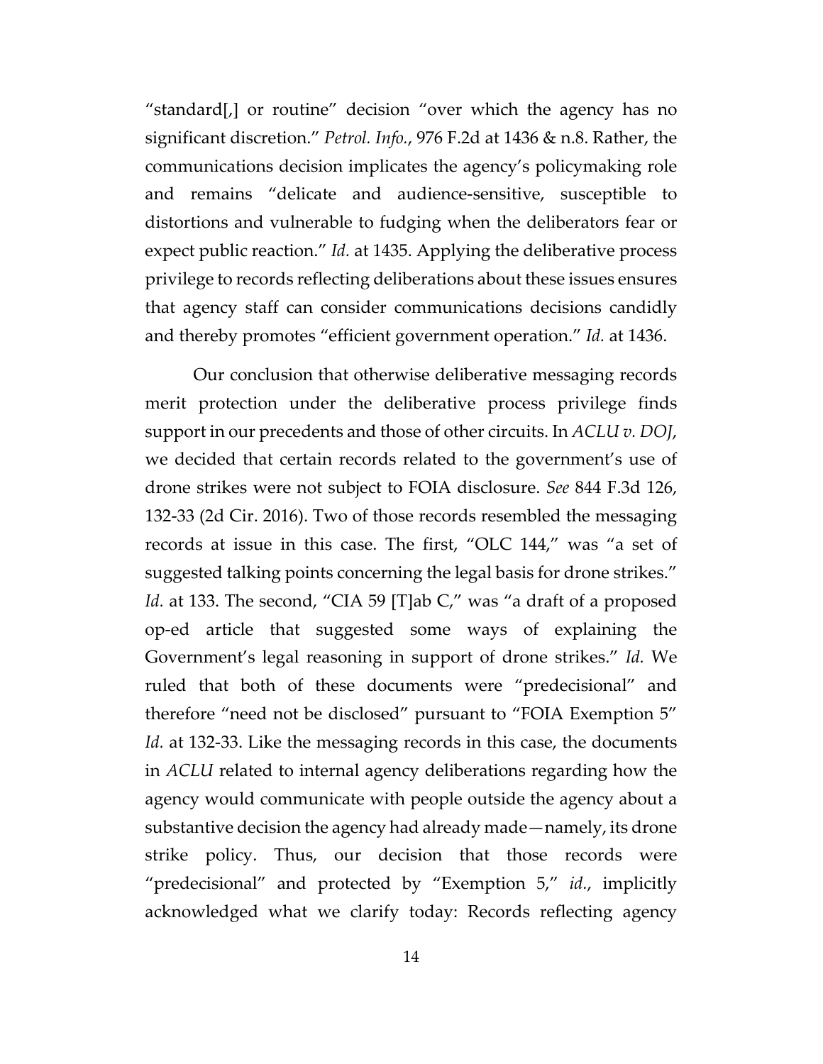"standard[,] or routine" decision "over which the agency has no significant discretion." *Petrol. Info.*, 976 F.2d at 1436 & n.8. Rather, the communications decision implicates the agency's policymaking role and remains "delicate and audience-sensitive, susceptible to distortions and vulnerable to fudging when the deliberators fear or expect public reaction." *Id.* at 1435. Applying the deliberative process privilege to records reflecting deliberations about these issues ensures that agency staff can consider communications decisions candidly and thereby promotes "efficient government operation." *Id.* at 1436.

Our conclusion that otherwise deliberative messaging records merit protection under the deliberative process privilege finds support in our precedents and those of other circuits. In *ACLU v. DOJ*, we decided that certain records related to the government's use of drone strikes were not subject to FOIA disclosure. *See* 844 F.3d 126, 132-33 (2d Cir. 2016). Two of those records resembled the messaging records at issue in this case. The first, "OLC 144," was "a set of suggested talking points concerning the legal basis for drone strikes." *Id.* at 133. The second, "CIA 59 [T]ab C," was "a draft of a proposed op-ed article that suggested some ways of explaining the Government's legal reasoning in support of drone strikes." *Id.* We ruled that both of these documents were "predecisional" and therefore "need not be disclosed" pursuant to "FOIA Exemption 5" *Id.* at 132-33. Like the messaging records in this case, the documents in *ACLU* related to internal agency deliberations regarding how the agency would communicate with people outside the agency about a substantive decision the agency had already made—namely, its drone strike policy. Thus, our decision that those records were "predecisional" and protected by "Exemption 5," *id.*, implicitly acknowledged what we clarify today: Records reflecting agency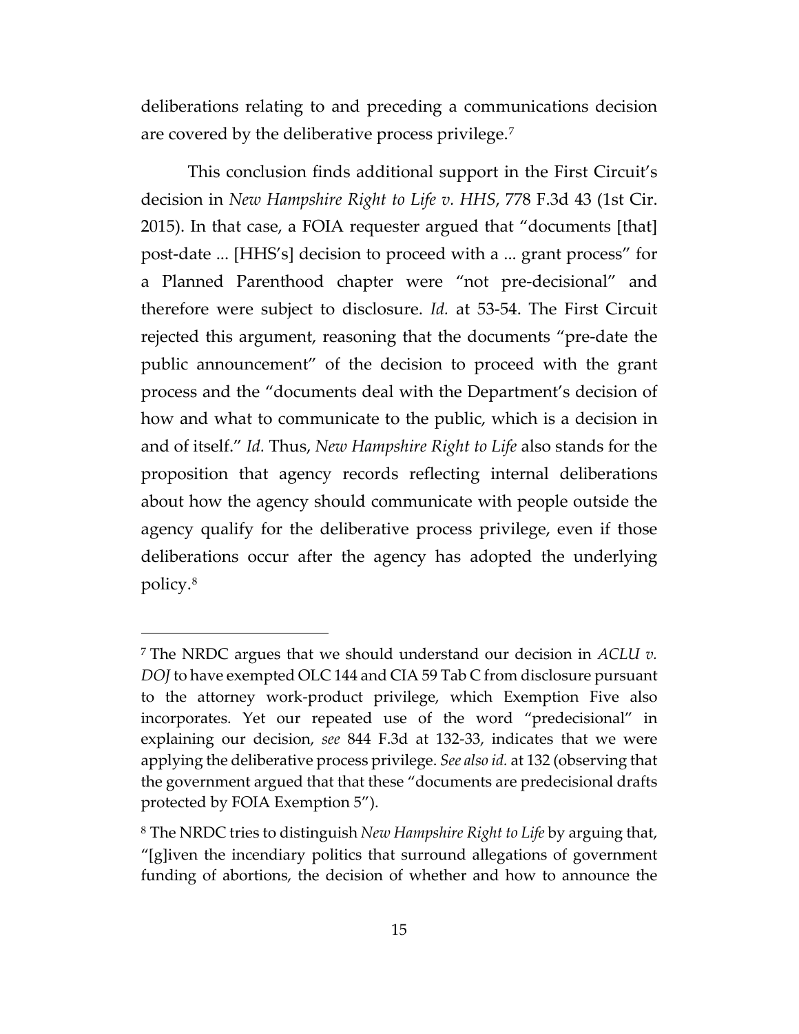deliberations relating to and preceding a communications decision are covered by the deliberative process privilege.[7]

This conclusion finds additional support in the First Circuit's decision in *New Hampshire Right to Life v. HHS*, 778 F.3d 43 (1st Cir. 2015). In that case, a FOIA requester argued that "documents [that] post-date ... [HHS's] decision to proceed with a ... grant process" for a Planned Parenthood chapter were "not pre-decisional" and therefore were subject to disclosure. *Id.* at 53-54. The First Circuit rejected this argument, reasoning that the documents "pre-date the public announcement" of the decision to proceed with the grant process and the "documents deal with the Department's decision of how and what to communicate to the public, which is a decision in and of itself." *Id.* Thus, *New Hampshire Right to Life* also stands for the proposition that agency records reflecting internal deliberations about how the agency should communicate with people outside the agency qualify for the deliberative process privilege, even if those deliberations occur after the agency has adopted the underlying policy.[8]

---

[7] The NRDC argues that we should understand our decision in *ACLU v. DOJ* to have exempted OLC 144 and CIA 59 Tab C from disclosure pursuant to the attorney work-product privilege, which Exemption Five also incorporates. Yet our repeated use of the word "predecisional" in explaining our decision, *see* 844 F.3d at 132-33, indicates that we were applying the deliberative process privilege. *See also id.* at 132 (observing that the government argued that that these "documents are predecisional drafts protected by FOIA Exemption 5").

[8] The NRDC tries to distinguish *New Hampshire Right to Life* by arguing that, "[g]iven the incendiary politics that surround allegations of government funding of abortions, the decision of whether and how to announce the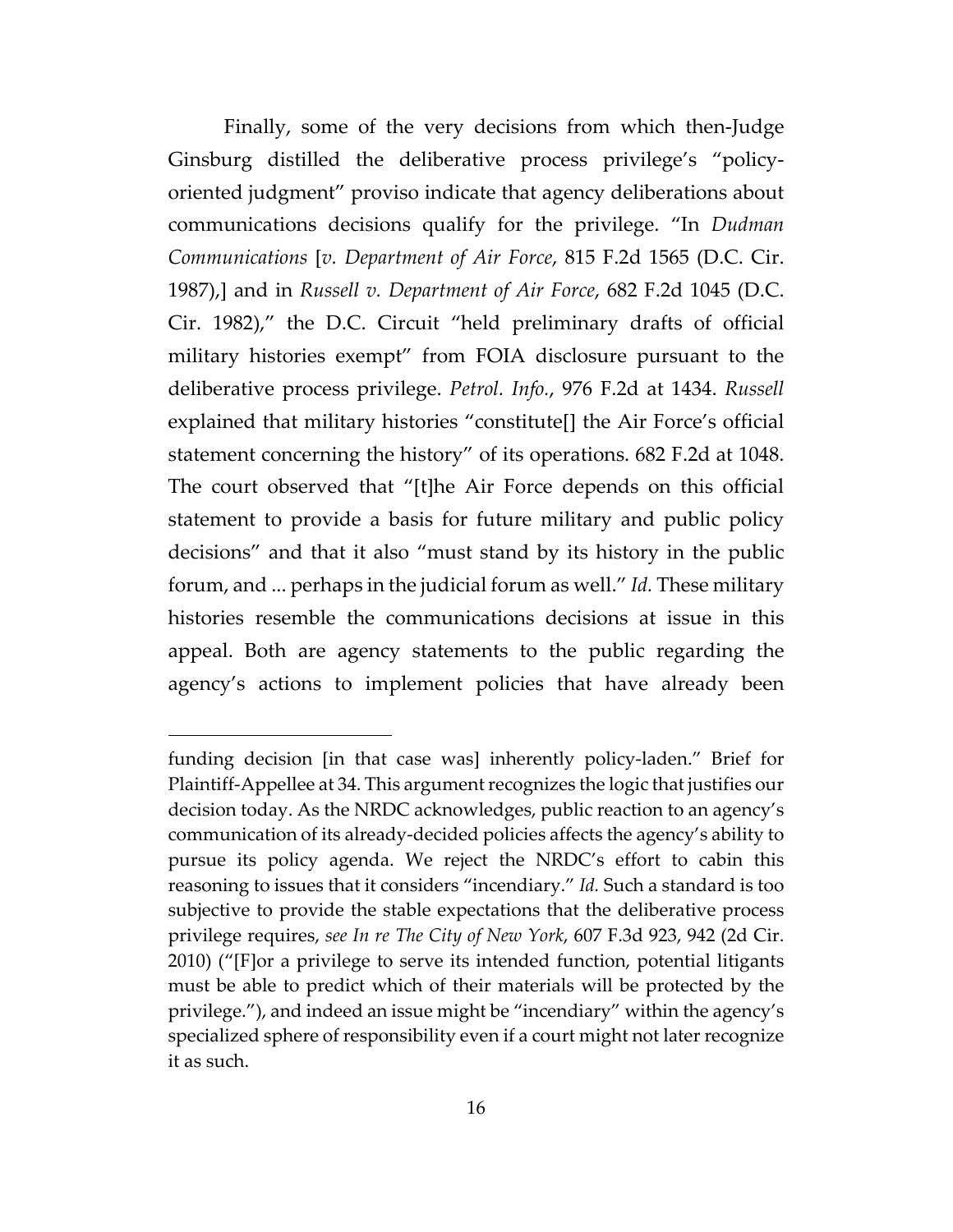Finally, some of the very decisions from which then-Judge Ginsburg distilled the deliberative process privilege's "policy-oriented judgment" proviso indicate that agency deliberations about communications decisions qualify for the privilege. "In *Dudman Communications* [*v. Department of Air Force*, 815 F.2d 1565 (D.C. Cir. 1987),] and in *Russell v. Department of Air Force*, 682 F.2d 1045 (D.C. Cir. 1982)," the D.C. Circuit "held preliminary drafts of official military histories exempt" from FOIA disclosure pursuant to the deliberative process privilege. *Petrol. Info.*, 976 F.2d at 1434. *Russell* explained that military histories "constitute[] the Air Force's official statement concerning the history" of its operations. 682 F.2d at 1048. The court observed that "[t]he Air Force depends on this official statement to provide a basis for future military and public policy decisions" and that it also "must stand by its history in the public forum, and ... perhaps in the judicial forum as well." *Id.* These military histories resemble the communications decisions at issue in this appeal. Both are agency statements to the public regarding the agency's actions to implement policies that have already been

---

funding decision [in that case was] inherently policy-laden." Brief for Plaintiff-Appellee at 34. This argument recognizes the logic that justifies our decision today. As the NRDC acknowledges, public reaction to an agency's communication of its already-decided policies affects the agency's ability to pursue its policy agenda. We reject the NRDC's effort to cabin this reasoning to issues that it considers "incendiary." *Id.* Such a standard is too subjective to provide the stable expectations that the deliberative process privilege requires, *see In re The City of New York*, 607 F.3d 923, 942 (2d Cir. 2010) ("[F]or a privilege to serve its intended function, potential litigants must be able to predict which of their materials will be protected by the privilege."), and indeed an issue might be "incendiary" within the agency's specialized sphere of responsibility even if a court might not later recognize it as such.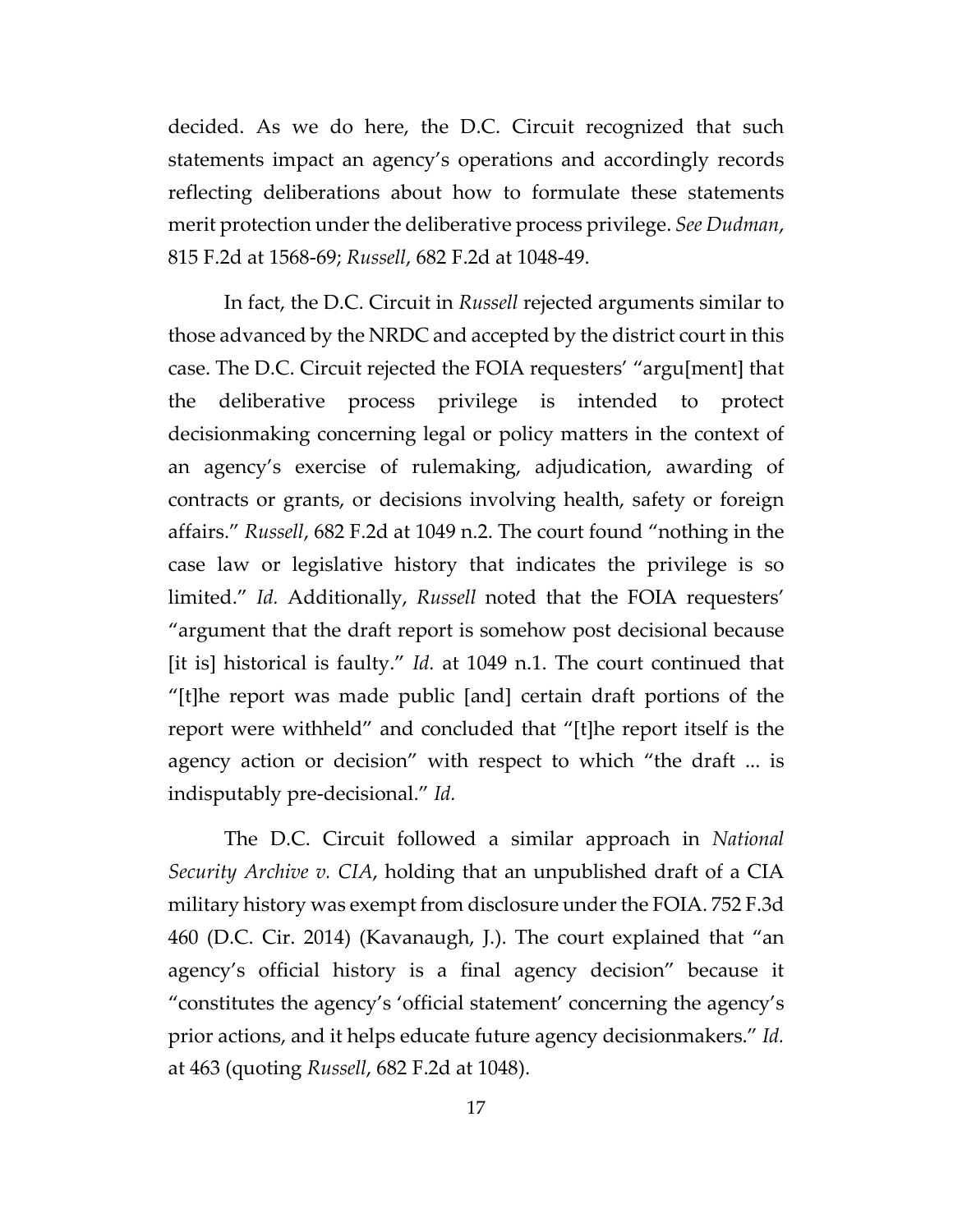decided. As we do here, the D.C. Circuit recognized that such statements impact an agency's operations and accordingly records reflecting deliberations about how to formulate these statements merit protection under the deliberative process privilege. *See Dudman*, 815 F.2d at 1568-69; *Russell*, 682 F.2d at 1048-49.

In fact, the D.C. Circuit in *Russell* rejected arguments similar to those advanced by the NRDC and accepted by the district court in this case. The D.C. Circuit rejected the FOIA requesters' "argu[ment] that the deliberative process privilege is intended to protect decisionmaking concerning legal or policy matters in the context of an agency's exercise of rulemaking, adjudication, awarding of contracts or grants, or decisions involving health, safety or foreign affairs." *Russell*, 682 F.2d at 1049 n.2. The court found "nothing in the case law or legislative history that indicates the privilege is so limited." *Id.* Additionally, *Russell* noted that the FOIA requesters' "argument that the draft report is somehow post decisional because [it is] historical is faulty." *Id.* at 1049 n.1. The court continued that "[t]he report was made public [and] certain draft portions of the report were withheld" and concluded that "[t]he report itself is the agency action or decision" with respect to which "the draft ... is indisputably pre-decisional." *Id.*

The D.C. Circuit followed a similar approach in *National Security Archive v. CIA*, holding that an unpublished draft of a CIA military history was exempt from disclosure under the FOIA. 752 F.3d 460 (D.C. Cir. 2014) (Kavanaugh, J.). The court explained that "an agency's official history is a final agency decision" because it "constitutes the agency's 'official statement' concerning the agency's prior actions, and it helps educate future agency decisionmakers." *Id.* at 463 (quoting *Russell*, 682 F.2d at 1048).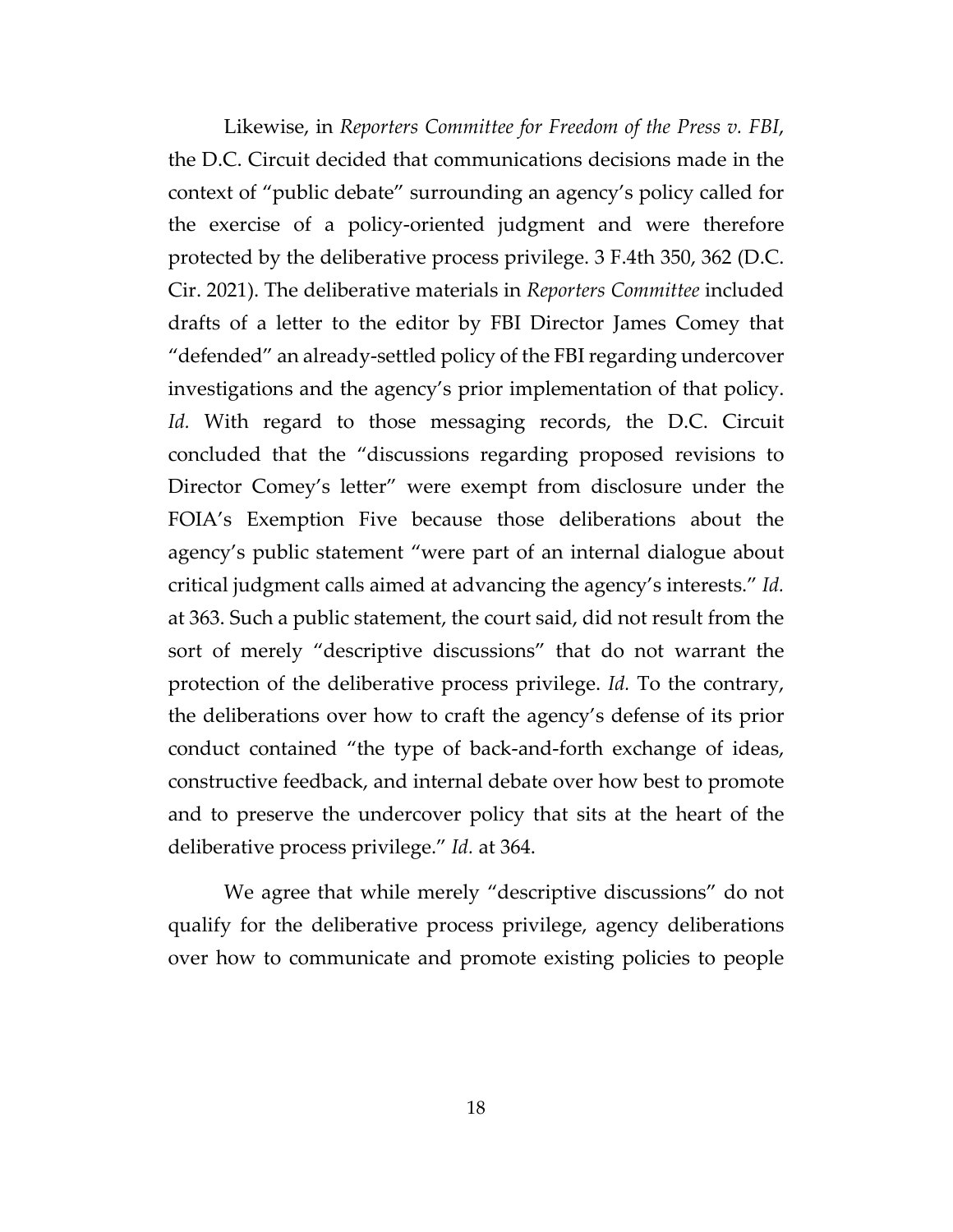Likewise, in *Reporters Committee for Freedom of the Press v. FBI*, the D.C. Circuit decided that communications decisions made in the context of "public debate" surrounding an agency's policy called for the exercise of a policy-oriented judgment and were therefore protected by the deliberative process privilege. 3 F.4th 350, 362 (D.C. Cir. 2021). The deliberative materials in *Reporters Committee* included drafts of a letter to the editor by FBI Director James Comey that "defended" an already-settled policy of the FBI regarding undercover investigations and the agency's prior implementation of that policy. *Id.* With regard to those messaging records, the D.C. Circuit concluded that the "discussions regarding proposed revisions to Director Comey's letter" were exempt from disclosure under the FOIA's Exemption Five because those deliberations about the agency's public statement "were part of an internal dialogue about critical judgment calls aimed at advancing the agency's interests." *Id.* at 363. Such a public statement, the court said, did not result from the sort of merely "descriptive discussions" that do not warrant the protection of the deliberative process privilege. *Id.* To the contrary, the deliberations over how to craft the agency's defense of its prior conduct contained "the type of back-and-forth exchange of ideas, constructive feedback, and internal debate over how best to promote and to preserve the undercover policy that sits at the heart of the deliberative process privilege." *Id.* at 364.

We agree that while merely "descriptive discussions" do not qualify for the deliberative process privilege, agency deliberations over how to communicate and promote existing policies to people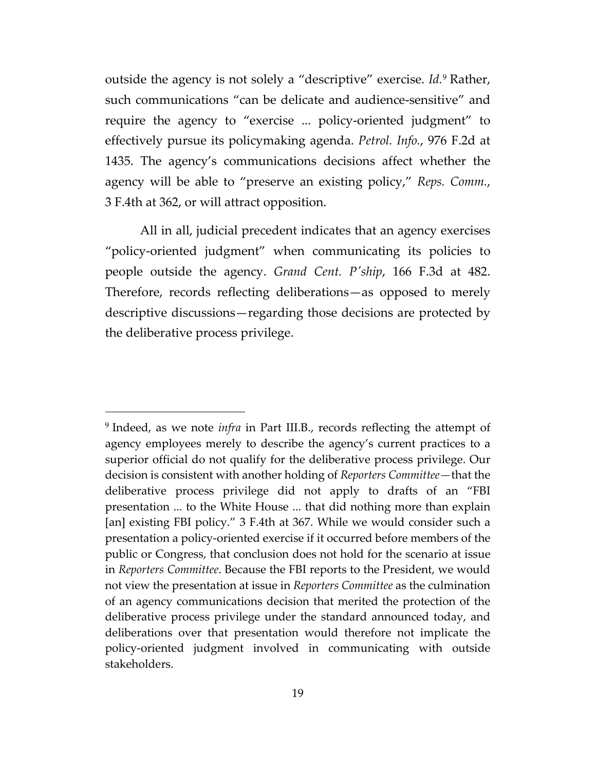outside the agency is not solely a "descriptive" exercise. *Id.*[9] Rather, such communications "can be delicate and audience-sensitive" and require the agency to "exercise ... policy-oriented judgment" to effectively pursue its policymaking agenda. *Petrol. Info.*, 976 F.2d at 1435. The agency's communications decisions affect whether the agency will be able to "preserve an existing policy," *Reps. Comm.*, 3 F.4th at 362, or will attract opposition.

All in all, judicial precedent indicates that an agency exercises "policy-oriented judgment" when communicating its policies to people outside the agency. *Grand Cent. P'ship*, 166 F.3d at 482. Therefore, records reflecting deliberations—as opposed to merely descriptive discussions—regarding those decisions are protected by the deliberative process privilege.

[9] Indeed, as we note *infra* in Part III.B., records reflecting the attempt of agency employees merely to describe the agency's current practices to a superior official do not qualify for the deliberative process privilege. Our decision is consistent with another holding of *Reporters Committee*—that the deliberative process privilege did not apply to drafts of an "FBI presentation ... to the White House ... that did nothing more than explain [an] existing FBI policy." 3 F.4th at 367. While we would consider such a presentation a policy-oriented exercise if it occurred before members of the public or Congress, that conclusion does not hold for the scenario at issue in *Reporters Committee*. Because the FBI reports to the President, we would not view the presentation at issue in *Reporters Committee* as the culmination of an agency communications decision that merited the protection of the deliberative process privilege under the standard announced today, and deliberations over that presentation would therefore not implicate the policy-oriented judgment involved in communicating with outside stakeholders.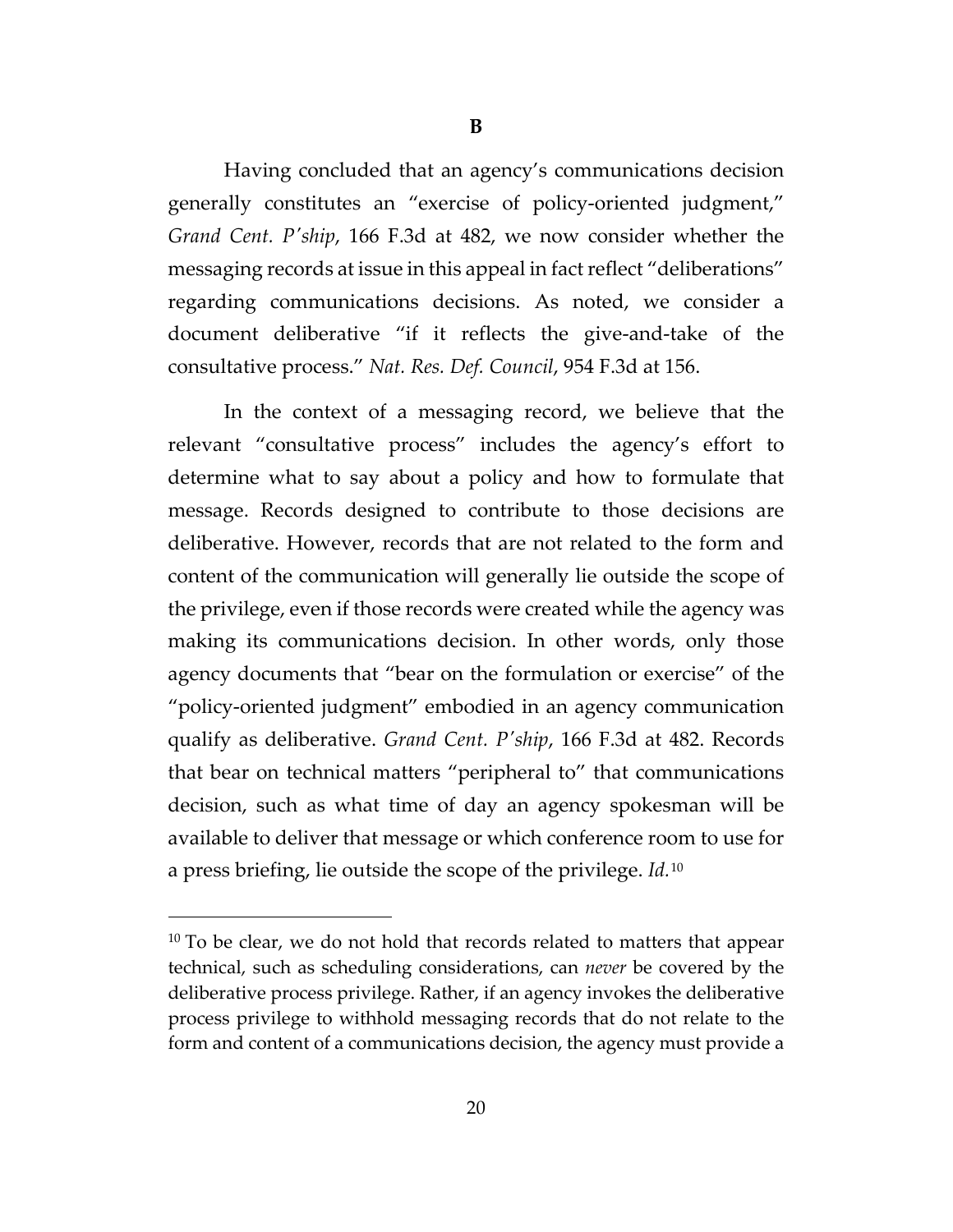**B**

Having concluded that an agency's communications decision generally constitutes an "exercise of policy-oriented judgment," *Grand Cent. P'ship*, 166 F.3d at 482, we now consider whether the messaging records at issue in this appeal in fact reflect "deliberations" regarding communications decisions. As noted, we consider a document deliberative "if it reflects the give-and-take of the consultative process." *Nat. Res. Def. Council*, 954 F.3d at 156.

In the context of a messaging record, we believe that the relevant "consultative process" includes the agency's effort to determine what to say about a policy and how to formulate that message. Records designed to contribute to those decisions are deliberative. However, records that are not related to the form and content of the communication will generally lie outside the scope of the privilege, even if those records were created while the agency was making its communications decision. In other words, only those agency documents that "bear on the formulation or exercise" of the "policy-oriented judgment" embodied in an agency communication qualify as deliberative. *Grand Cent. P'ship*, 166 F.3d at 482. Records that bear on technical matters "peripheral to" that communications decision, such as what time of day an agency spokesman will be available to deliver that message or which conference room to use for a press briefing, lie outside the scope of the privilege. *Id.*[10]

[10] To be clear, we do not hold that records related to matters that appear technical, such as scheduling considerations, can *never* be covered by the deliberative process privilege. Rather, if an agency invokes the deliberative process privilege to withhold messaging records that do not relate to the form and content of a communications decision, the agency must provide a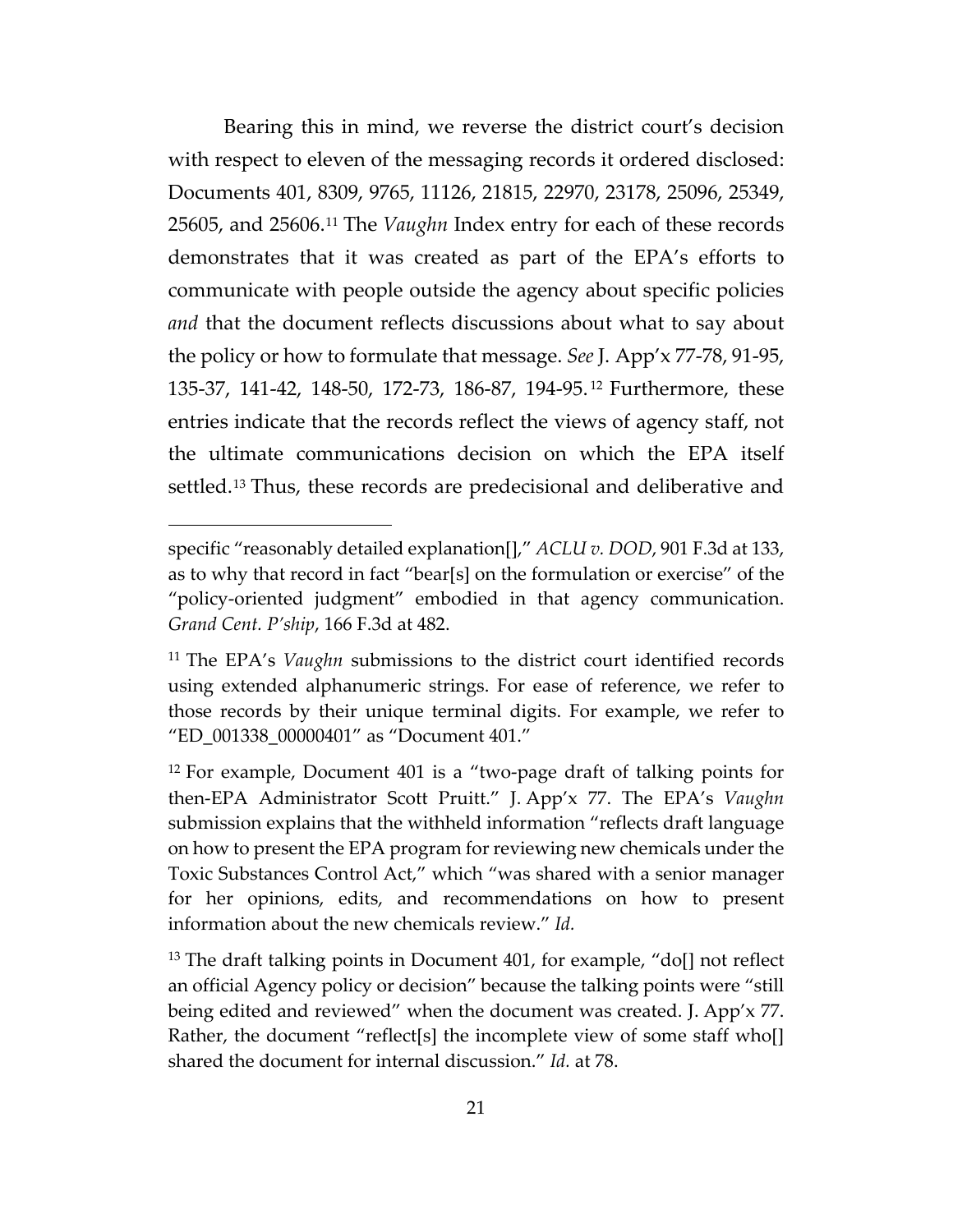Bearing this in mind, we reverse the district court's decision with respect to eleven of the messaging records it ordered disclosed: Documents 401, 8309, 9765, 11126, 21815, 22970, 23178, 25096, 25349, 25605, and 25606.[11] The *Vaughn* Index entry for each of these records demonstrates that it was created as part of the EPA's efforts to communicate with people outside the agency about specific policies *and* that the document reflects discussions about what to say about the policy or how to formulate that message. *See* J. App'x 77-78, 91-95, 135-37, 141-42, 148-50, 172-73, 186-87, 194-95.[12] Furthermore, these entries indicate that the records reflect the views of agency staff, not the ultimate communications decision on which the EPA itself settled.[13] Thus, these records are predecisional and deliberative and

---

specific "reasonably detailed explanation[]," *ACLU v. DOD*, 901 F.3d at 133, as to why that record in fact "bear[s] on the formulation or exercise" of the "policy-oriented judgment" embodied in that agency communication. *Grand Cent. P'ship*, 166 F.3d at 482.

[11] The EPA's *Vaughn* submissions to the district court identified records using extended alphanumeric strings. For ease of reference, we refer to those records by their unique terminal digits. For example, we refer to "ED_001338_00000401" as "Document 401."

[12] For example, Document 401 is a "two-page draft of talking points for then-EPA Administrator Scott Pruitt." J. App'x 77. The EPA's *Vaughn* submission explains that the withheld information "reflects draft language on how to present the EPA program for reviewing new chemicals under the Toxic Substances Control Act," which "was shared with a senior manager for her opinions, edits, and recommendations on how to present information about the new chemicals review." *Id.*

[13] The draft talking points in Document 401, for example, "do[] not reflect an official Agency policy or decision" because the talking points were "still being edited and reviewed" when the document was created. J. App'x 77. Rather, the document "reflect[s] the incomplete view of some staff who[] shared the document for internal discussion." *Id.* at 78.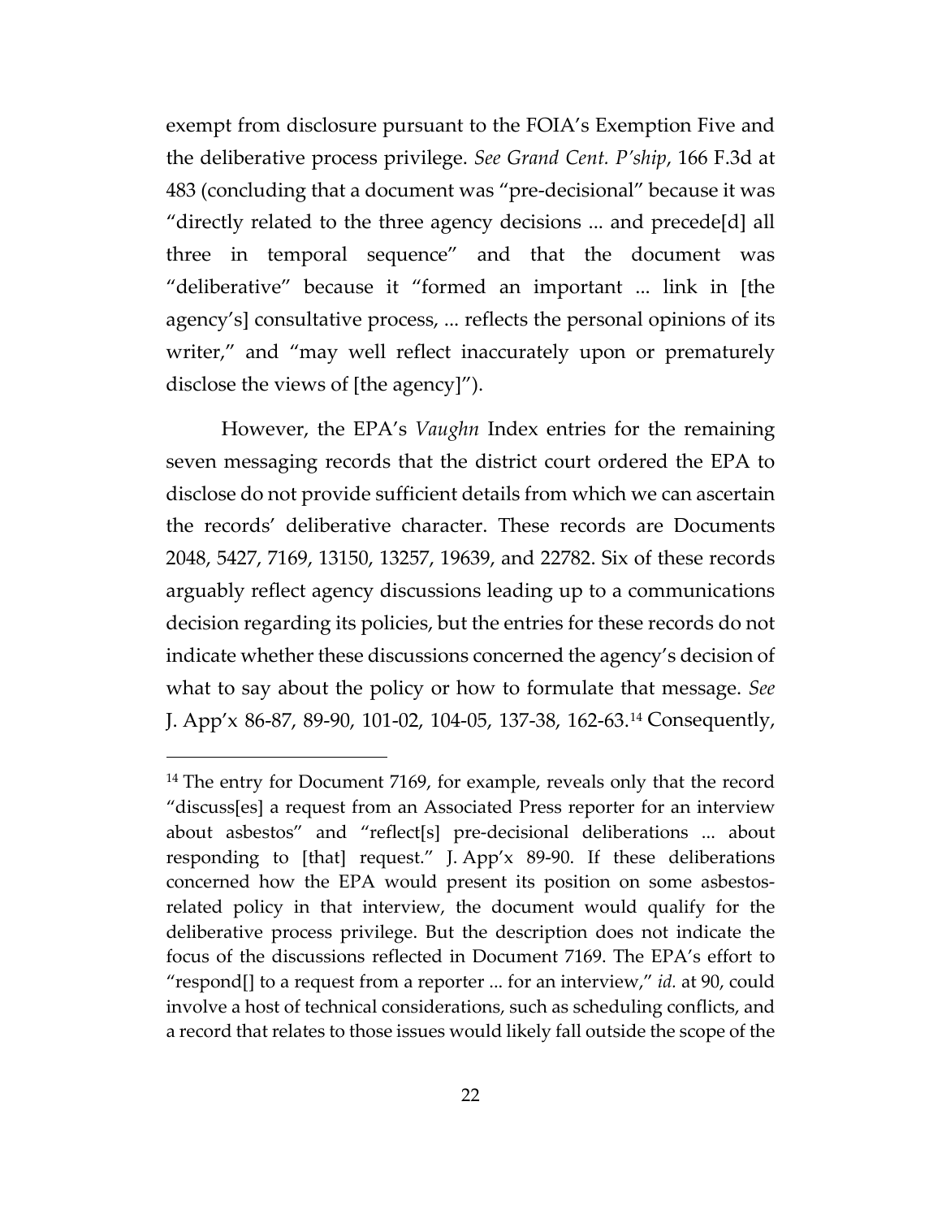exempt from disclosure pursuant to the FOIA's Exemption Five and the deliberative process privilege. *See Grand Cent. P'ship*, 166 F.3d at 483 (concluding that a document was "pre-decisional" because it was "directly related to the three agency decisions ... and precede[d] all three in temporal sequence" and that the document was "deliberative" because it "formed an important ... link in [the agency's] consultative process, ... reflects the personal opinions of its writer," and "may well reflect inaccurately upon or prematurely disclose the views of [the agency]").

However, the EPA's *Vaughn* Index entries for the remaining seven messaging records that the district court ordered the EPA to disclose do not provide sufficient details from which we can ascertain the records' deliberative character. These records are Documents 2048, 5427, 7169, 13150, 13257, 19639, and 22782. Six of these records arguably reflect agency discussions leading up to a communications decision regarding its policies, but the entries for these records do not indicate whether these discussions concerned the agency's decision of what to say about the policy or how to formulate that message. *See* J. App'x 86-87, 89-90, 101-02, 104-05, 137-38, 162-63.[14] Consequently,

[14] The entry for Document 7169, for example, reveals only that the record "discuss[es] a request from an Associated Press reporter for an interview about asbestos" and "reflect[s] pre-decisional deliberations ... about responding to [that] request." J. App'x 89-90. If these deliberations concerned how the EPA would present its position on some asbestos-related policy in that interview, the document would qualify for the deliberative process privilege. But the description does not indicate the focus of the discussions reflected in Document 7169. The EPA's effort to "respond[] to a request from a reporter ... for an interview," *id.* at 90, could involve a host of technical considerations, such as scheduling conflicts, and a record that relates to those issues would likely fall outside the scope of the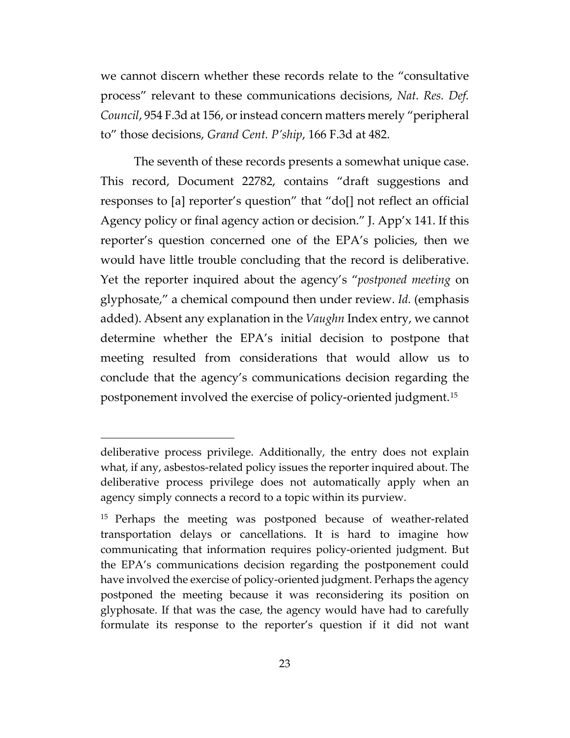we cannot discern whether these records relate to the "consultative process" relevant to these communications decisions, *Nat. Res. Def. Council*, 954 F.3d at 156, or instead concern matters merely "peripheral to" those decisions, *Grand Cent. P'ship*, 166 F.3d at 482.

The seventh of these records presents a somewhat unique case. This record, Document 22782, contains "draft suggestions and responses to [a] reporter's question" that "do[] not reflect an official Agency policy or final agency action or decision." J. App'x 141. If this reporter's question concerned one of the EPA's policies, then we would have little trouble concluding that the record is deliberative. Yet the reporter inquired about the agency's "*postponed meeting* on glyphosate," a chemical compound then under review. *Id.* (emphasis added). Absent any explanation in the *Vaughn* Index entry, we cannot determine whether the EPA's initial decision to postpone that meeting resulted from considerations that would allow us to conclude that the agency's communications decision regarding the postponement involved the exercise of policy-oriented judgment.[15]

---

deliberative process privilege. Additionally, the entry does not explain what, if any, asbestos-related policy issues the reporter inquired about. The deliberative process privilege does not automatically apply when an agency simply connects a record to a topic within its purview.

[15] Perhaps the meeting was postponed because of weather-related transportation delays or cancellations. It is hard to imagine how communicating that information requires policy-oriented judgment. But the EPA's communications decision regarding the postponement could have involved the exercise of policy-oriented judgment. Perhaps the agency postponed the meeting because it was reconsidering its position on glyphosate. If that was the case, the agency would have had to carefully formulate its response to the reporter's question if it did not want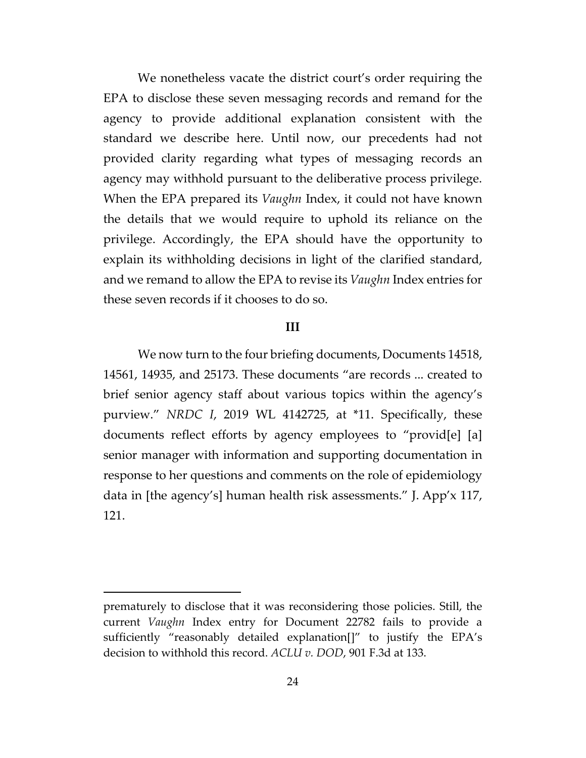We nonetheless vacate the district court's order requiring the EPA to disclose these seven messaging records and remand for the agency to provide additional explanation consistent with the standard we describe here. Until now, our precedents had not provided clarity regarding what types of messaging records an agency may withhold pursuant to the deliberative process privilege. When the EPA prepared its *Vaughn* Index, it could not have known the details that we would require to uphold its reliance on the privilege. Accordingly, the EPA should have the opportunity to explain its withholding decisions in light of the clarified standard, and we remand to allow the EPA to revise its *Vaughn* Index entries for these seven records if it chooses to do so.

## III

We now turn to the four briefing documents, Documents 14518, 14561, 14935, and 25173. These documents "are records ... created to brief senior agency staff about various topics within the agency's purview." *NRDC I*, 2019 WL 4142725, at *11. Specifically, these documents reflect efforts by agency employees to "provid[e] [a] senior manager with information and supporting documentation in response to her questions and comments on the role of epidemiology data in [the agency's] human health risk assessments." J. App'x 117, 121.

---

prematurely to disclose that it was reconsidering those policies. Still, the current *Vaughn* Index entry for Document 22782 fails to provide a sufficiently "reasonably detailed explanation[]" to justify the EPA's decision to withhold this record. *ACLU v. DOD*, 901 F.3d at 133.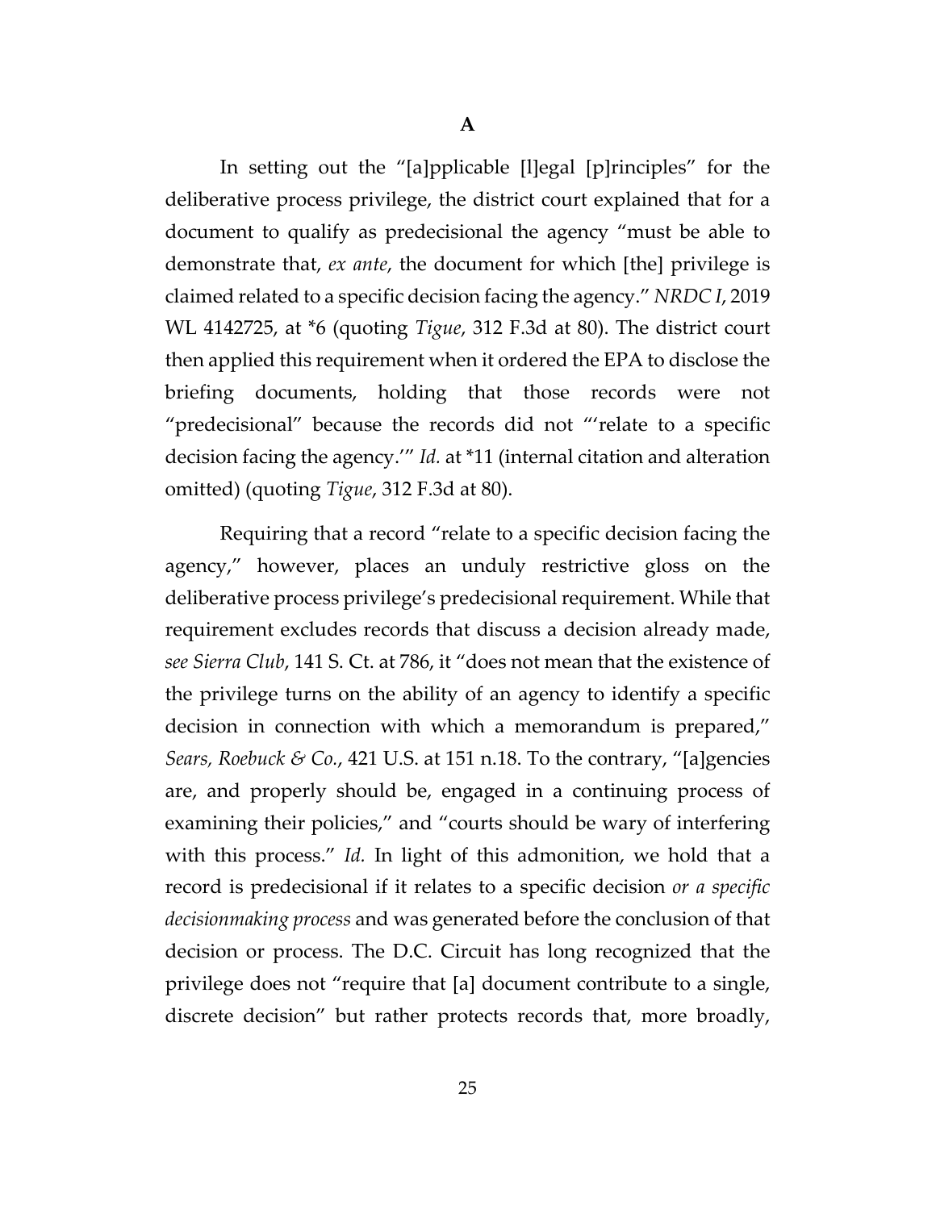**A**

In setting out the "[a]pplicable [l]egal [p]rinciples" for the deliberative process privilege, the district court explained that for a document to qualify as predecisional the agency "must be able to demonstrate that, *ex ante*, the document for which [the] privilege is claimed related to a specific decision facing the agency." *NRDC I*, 2019 WL 4142725, at *6 (quoting *Tigue*, 312 F.3d at 80). The district court then applied this requirement when it ordered the EPA to disclose the briefing documents, holding that those records were not "predecisional" because the records did not "'relate to a specific decision facing the agency.'" *Id.* at *11 (internal citation and alteration omitted) (quoting *Tigue*, 312 F.3d at 80).

Requiring that a record "relate to a specific decision facing the agency," however, places an unduly restrictive gloss on the deliberative process privilege's predecisional requirement. While that requirement excludes records that discuss a decision already made, *see Sierra Club*, 141 S. Ct. at 786, it "does not mean that the existence of the privilege turns on the ability of an agency to identify a specific decision in connection with which a memorandum is prepared," *Sears, Roebuck & Co.*, 421 U.S. at 151 n.18. To the contrary, "[a]gencies are, and properly should be, engaged in a continuing process of examining their policies," and "courts should be wary of interfering with this process." *Id.* In light of this admonition, we hold that a record is predecisional if it relates to a specific decision *or a specific decisionmaking process* and was generated before the conclusion of that decision or process. The D.C. Circuit has long recognized that the privilege does not "require that [a] document contribute to a single, discrete decision" but rather protects records that, more broadly,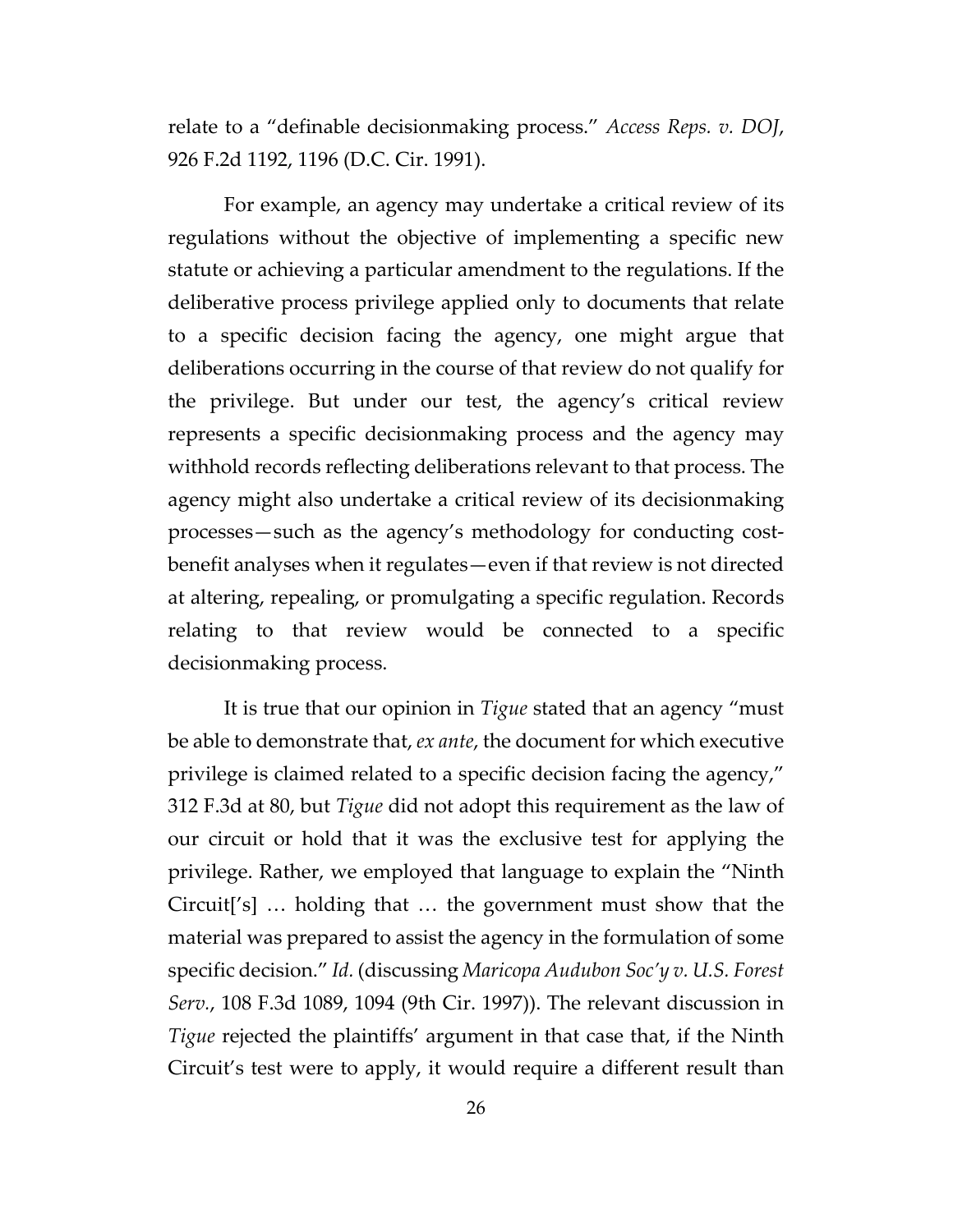relate to a "definable decisionmaking process." *Access Reps. v. DOJ*, 926 F.2d 1192, 1196 (D.C. Cir. 1991).

For example, an agency may undertake a critical review of its regulations without the objective of implementing a specific new statute or achieving a particular amendment to the regulations. If the deliberative process privilege applied only to documents that relate to a specific decision facing the agency, one might argue that deliberations occurring in the course of that review do not qualify for the privilege. But under our test, the agency's critical review represents a specific decisionmaking process and the agency may withhold records reflecting deliberations relevant to that process. The agency might also undertake a critical review of its decisionmaking processes—such as the agency's methodology for conducting cost-benefit analyses when it regulates—even if that review is not directed at altering, repealing, or promulgating a specific regulation. Records relating to that review would be connected to a specific decisionmaking process.

It is true that our opinion in *Tigue* stated that an agency "must be able to demonstrate that, *ex ante*, the document for which executive privilege is claimed related to a specific decision facing the agency," 312 F.3d at 80, but *Tigue* did not adopt this requirement as the law of our circuit or hold that it was the exclusive test for applying the privilege. Rather, we employed that language to explain the "Ninth Circuit['s] … holding that … the government must show that the material was prepared to assist the agency in the formulation of some specific decision." *Id.* (discussing *Maricopa Audubon Soc'y v. U.S. Forest Serv.*, 108 F.3d 1089, 1094 (9th Cir. 1997)). The relevant discussion in *Tigue* rejected the plaintiffs' argument in that case that, if the Ninth Circuit's test were to apply, it would require a different result than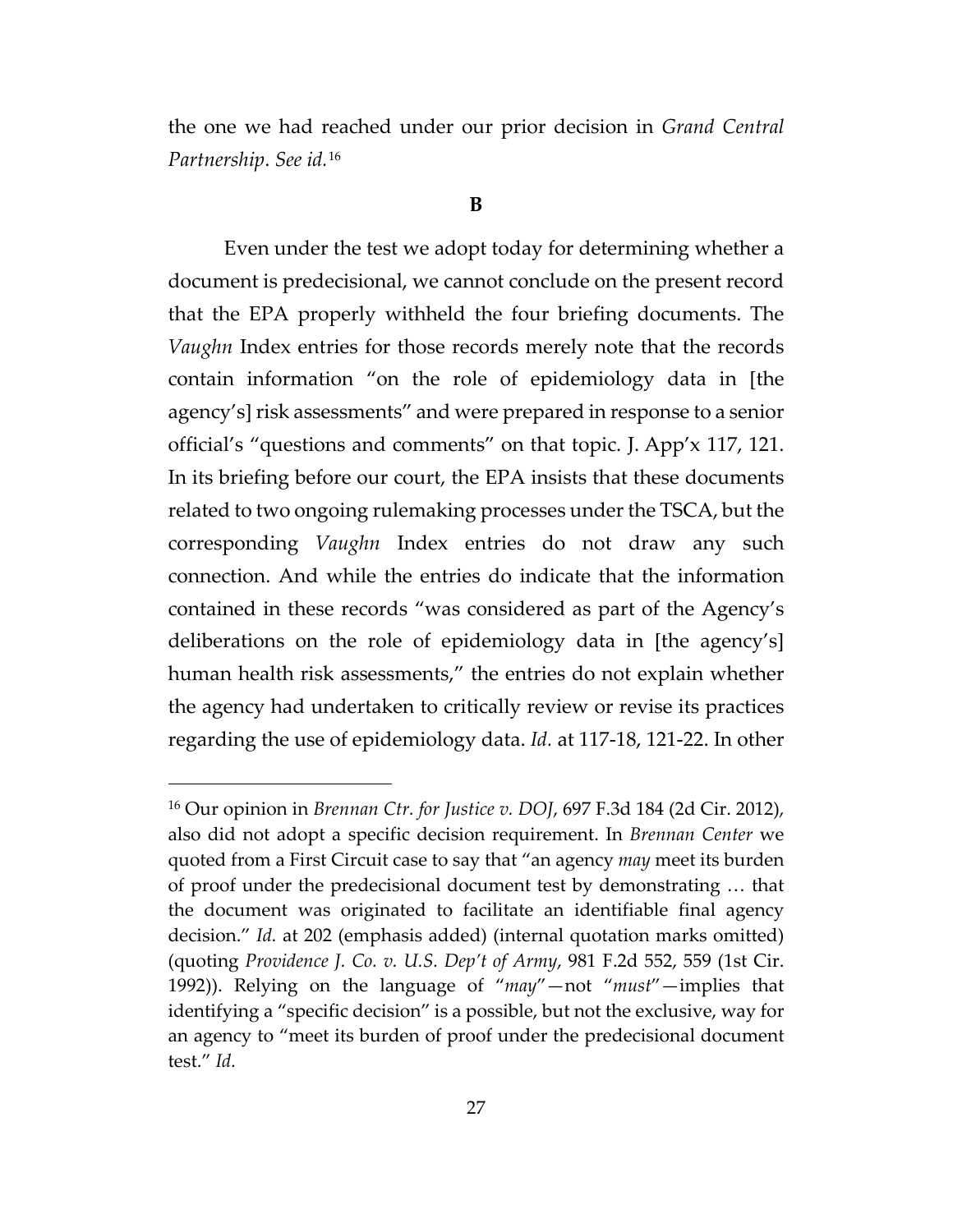the one we had reached under our prior decision in *Grand Central Partnership*. *See id.*[16]

**B**

Even under the test we adopt today for determining whether a document is predecisional, we cannot conclude on the present record that the EPA properly withheld the four briefing documents. The *Vaughn* Index entries for those records merely note that the records contain information "on the role of epidemiology data in [the agency's] risk assessments" and were prepared in response to a senior official's "questions and comments" on that topic. J. App'x 117, 121. In its briefing before our court, the EPA insists that these documents related to two ongoing rulemaking processes under the TSCA, but the corresponding *Vaughn* Index entries do not draw any such connection. And while the entries do indicate that the information contained in these records "was considered as part of the Agency's deliberations on the role of epidemiology data in [the agency's] human health risk assessments," the entries do not explain whether the agency had undertaken to critically review or revise its practices regarding the use of epidemiology data. *Id.* at 117-18, 121-22. In other

---

[16] Our opinion in *Brennan Ctr. for Justice v. DOJ*, 697 F.3d 184 (2d Cir. 2012), also did not adopt a specific decision requirement. In *Brennan Center* we quoted from a First Circuit case to say that "an agency *may* meet its burden of proof under the predecisional document test by demonstrating … that the document was originated to facilitate an identifiable final agency decision." *Id.* at 202 (emphasis added) (internal quotation marks omitted) (quoting *Providence J. Co. v. U.S. Dep't of Army*, 981 F.2d 552, 559 (1st Cir. 1992)). Relying on the language of "*may*"—not "*must*"—implies that identifying a "specific decision" is a possible, but not the exclusive, way for an agency to "meet its burden of proof under the predecisional document test." *Id.*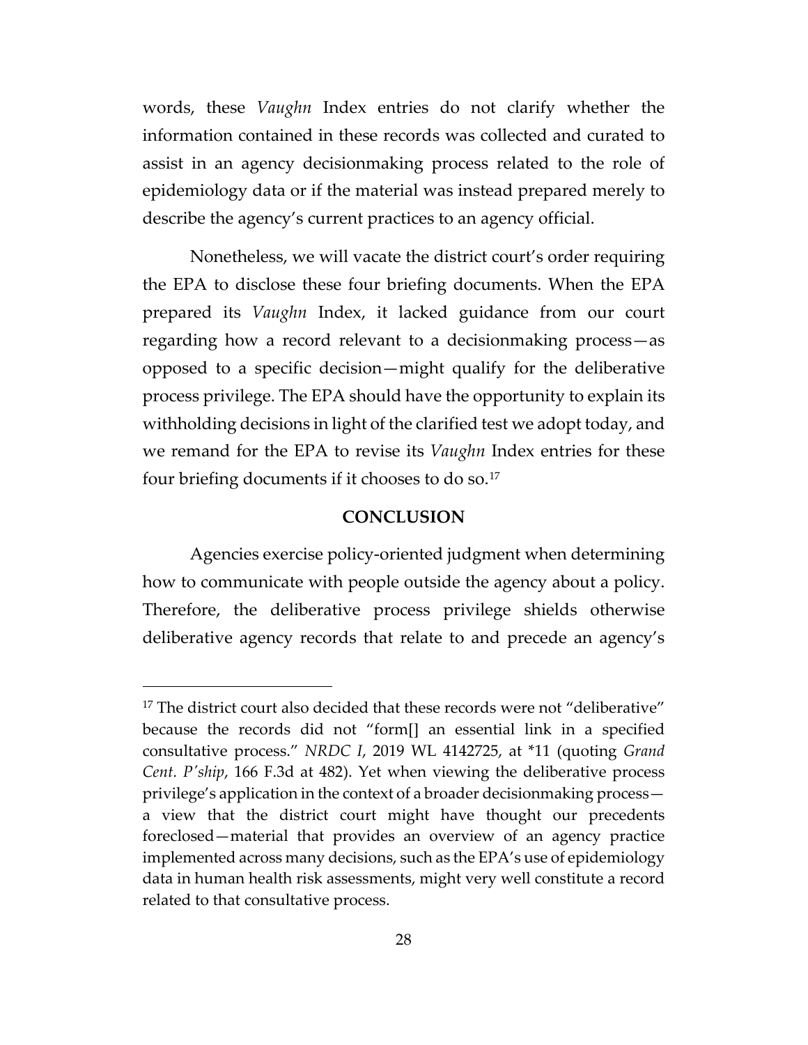words, these *Vaughn* Index entries do not clarify whether the information contained in these records was collected and curated to assist in an agency decisionmaking process related to the role of epidemiology data or if the material was instead prepared merely to describe the agency's current practices to an agency official.

Nonetheless, we will vacate the district court's order requiring the EPA to disclose these four briefing documents. When the EPA prepared its *Vaughn* Index, it lacked guidance from our court regarding how a record relevant to a decisionmaking process—as opposed to a specific decision—might qualify for the deliberative process privilege. The EPA should have the opportunity to explain its withholding decisions in light of the clarified test we adopt today, and we remand for the EPA to revise its *Vaughn* Index entries for these four briefing documents if it chooses to do so.[17]

## CONCLUSION

Agencies exercise policy-oriented judgment when determining how to communicate with people outside the agency about a policy. Therefore, the deliberative process privilege shields otherwise deliberative agency records that relate to and precede an agency's

---

[17] The district court also decided that these records were not "deliberative" because the records did not "form[] an essential link in a specified consultative process." *NRDC I*, 2019 WL 4142725, at *11 (quoting *Grand Cent. P'ship*, 166 F.3d at 482). Yet when viewing the deliberative process privilege's application in the context of a broader decisionmaking process—a view that the district court might have thought our precedents foreclosed—material that provides an overview of an agency practice implemented across many decisions, such as the EPA's use of epidemiology data in human health risk assessments, might very well constitute a record related to that consultative process.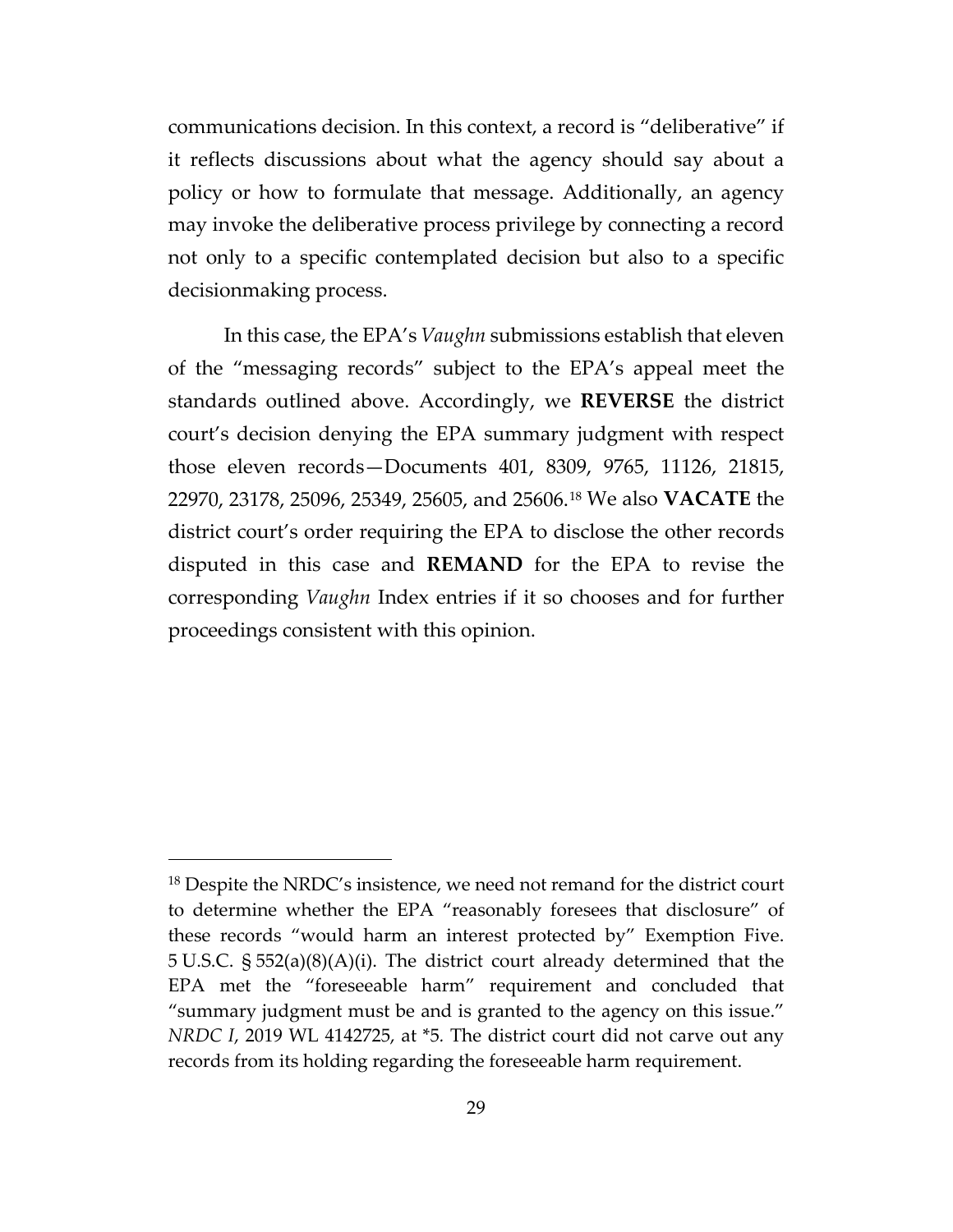communications decision. In this context, a record is "deliberative" if it reflects discussions about what the agency should say about a policy or how to formulate that message. Additionally, an agency may invoke the deliberative process privilege by connecting a record not only to a specific contemplated decision but also to a specific decisionmaking process.

In this case, the EPA's *Vaughn* submissions establish that eleven of the "messaging records" subject to the EPA's appeal meet the standards outlined above. Accordingly, we **REVERSE** the district court's decision denying the EPA summary judgment with respect those eleven records—Documents 401, 8309, 9765, 11126, 21815, 22970, 23178, 25096, 25349, 25605, and 25606.[18] We also **VACATE** the district court's order requiring the EPA to disclose the other records disputed in this case and **REMAND** for the EPA to revise the corresponding *Vaughn* Index entries if it so chooses and for further proceedings consistent with this opinion.

---

[18] Despite the NRDC's insistence, we need not remand for the district court to determine whether the EPA "reasonably foresees that disclosure" of these records "would harm an interest protected by" Exemption Five. 5 U.S.C. § 552(a)(8)(A)(i). The district court already determined that the EPA met the "foreseeable harm" requirement and concluded that "summary judgment must be and is granted to the agency on this issue." *NRDC I*, 2019 WL 4142725, at *5. The district court did not carve out any records from its holding regarding the foreseeable harm requirement.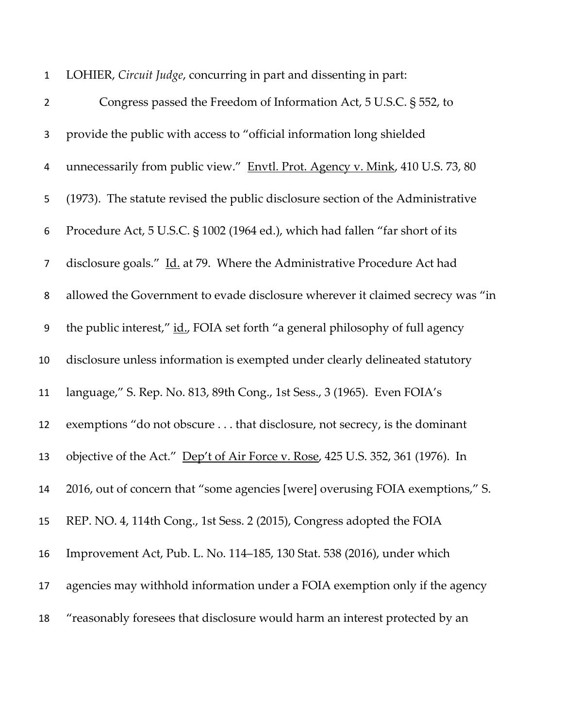LOHIER, *Circuit Judge*, concurring in part and dissenting in part:

Congress passed the Freedom of Information Act, 5 U.S.C. § 552, to provide the public with access to "official information long shielded unnecessarily from public view." Envtl. Prot. Agency v. Mink, 410 U.S. 73, 80 (1973). The statute revised the public disclosure section of the Administrative Procedure Act, 5 U.S.C. § 1002 (1964 ed.), which had fallen "far short of its disclosure goals." Id. at 79. Where the Administrative Procedure Act had allowed the Government to evade disclosure wherever it claimed secrecy was "in the public interest," id., FOIA set forth "a general philosophy of full agency disclosure unless information is exempted under clearly delineated statutory language," S. Rep. No. 813, 89th Cong., 1st Sess., 3 (1965). Even FOIA's exemptions "do not obscure . . . that disclosure, not secrecy, is the dominant objective of the Act." Dep't of Air Force v. Rose, 425 U.S. 352, 361 (1976). In 2016, out of concern that "some agencies [were] overusing FOIA exemptions," S. REP. NO. 4, 114th Cong., 1st Sess. 2 (2015), Congress adopted the FOIA Improvement Act, Pub. L. No. 114–185, 130 Stat. 538 (2016), under which agencies may withhold information under a FOIA exemption only if the agency "reasonably foresees that disclosure would harm an interest protected by an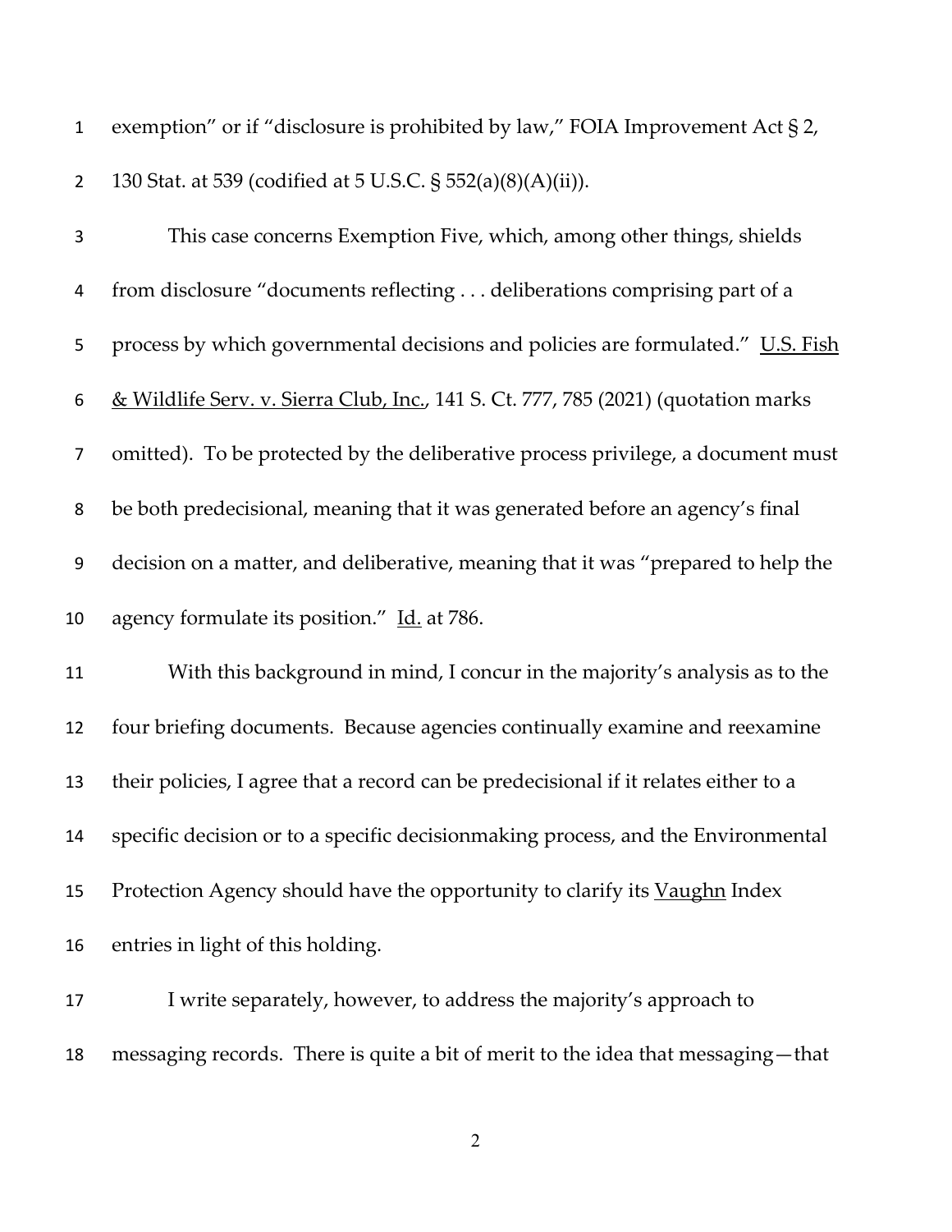exemption" or if "disclosure is prohibited by law," FOIA Improvement Act § 2, 130 Stat. at 539 (codified at 5 U.S.C. § 552(a)(8)(A)(ii)).

This case concerns Exemption Five, which, among other things, shields from disclosure "documents reflecting . . . deliberations comprising part of a process by which governmental decisions and policies are formulated." U.S. Fish & Wildlife Serv. v. Sierra Club, Inc., 141 S. Ct. 777, 785 (2021) (quotation marks omitted). To be protected by the deliberative process privilege, a document must be both predecisional, meaning that it was generated before an agency's final decision on a matter, and deliberative, meaning that it was "prepared to help the agency formulate its position." Id. at 786.

With this background in mind, I concur in the majority's analysis as to the four briefing documents. Because agencies continually examine and reexamine their policies, I agree that a record can be predecisional if it relates either to a specific decision or to a specific decisionmaking process, and the Environmental Protection Agency should have the opportunity to clarify its Vaughn Index entries in light of this holding.

I write separately, however, to address the majority's approach to messaging records. There is quite a bit of merit to the idea that messaging—that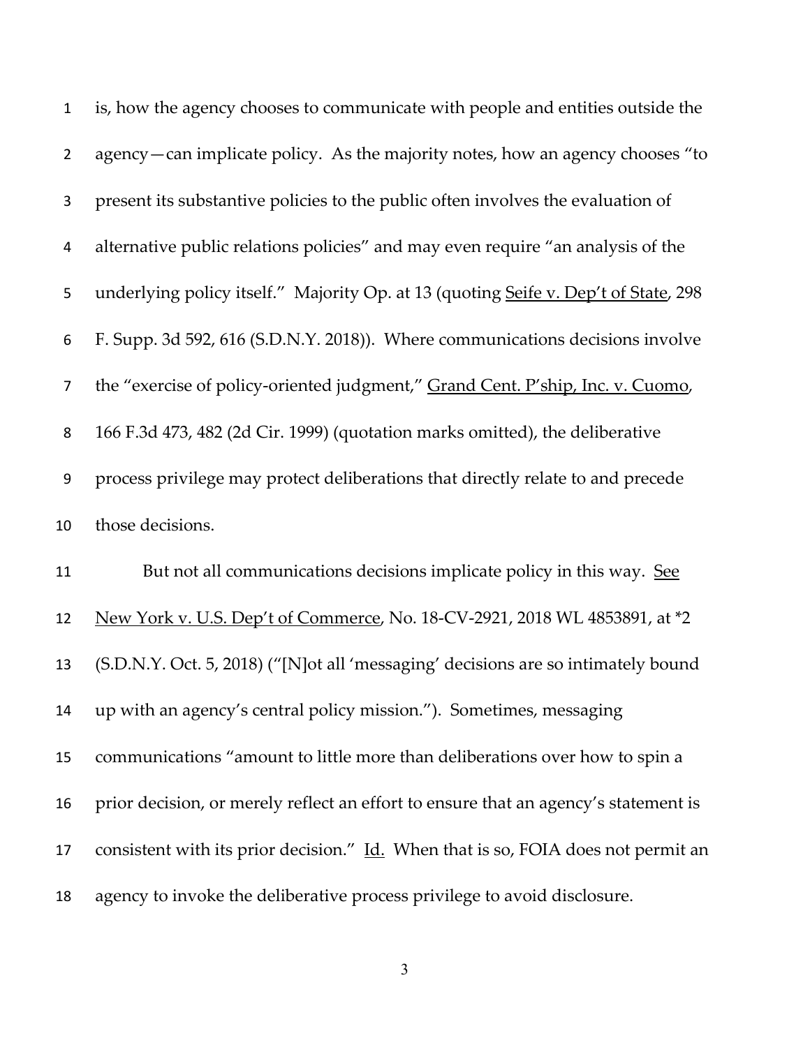is, how the agency chooses to communicate with people and entities outside the agency—can implicate policy. As the majority notes, how an agency chooses "to present its substantive policies to the public often involves the evaluation of alternative public relations policies" and may even require "an analysis of the underlying policy itself." Majority Op. at 13 (quoting Seife v. Dep't of State, 298 F. Supp. 3d 592, 616 (S.D.N.Y. 2018)). Where communications decisions involve the "exercise of policy-oriented judgment," Grand Cent. P'ship, Inc. v. Cuomo, 166 F.3d 473, 482 (2d Cir. 1999) (quotation marks omitted), the deliberative process privilege may protect deliberations that directly relate to and precede those decisions.

But not all communications decisions implicate policy in this way. See New York v. U.S. Dep't of Commerce, No. 18-CV-2921, 2018 WL 4853891, at *2 (S.D.N.Y. Oct. 5, 2018) ("[N]ot all 'messaging' decisions are so intimately bound up with an agency's central policy mission."). Sometimes, messaging communications "amount to little more than deliberations over how to spin a prior decision, or merely reflect an effort to ensure that an agency's statement is consistent with its prior decision." Id. When that is so, FOIA does not permit an agency to invoke the deliberative process privilege to avoid disclosure.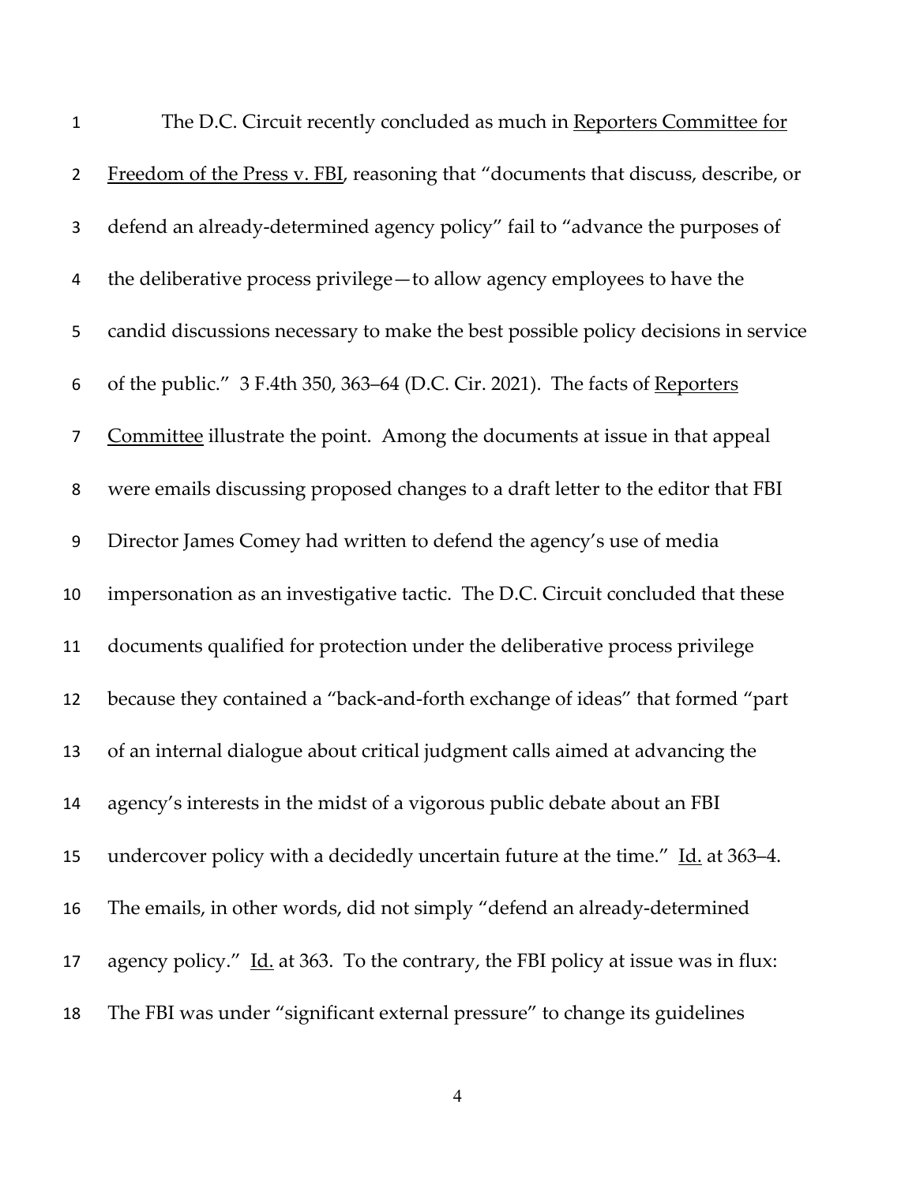The D.C. Circuit recently concluded as much in Reporters Committee for Freedom of the Press v. FBI, reasoning that "documents that discuss, describe, or defend an already-determined agency policy" fail to "advance the purposes of the deliberative process privilege—to allow agency employees to have the candid discussions necessary to make the best possible policy decisions in service of the public." 3 F.4th 350, 363–64 (D.C. Cir. 2021). The facts of Reporters Committee illustrate the point. Among the documents at issue in that appeal were emails discussing proposed changes to a draft letter to the editor that FBI Director James Comey had written to defend the agency's use of media impersonation as an investigative tactic. The D.C. Circuit concluded that these documents qualified for protection under the deliberative process privilege because they contained a "back-and-forth exchange of ideas" that formed "part of an internal dialogue about critical judgment calls aimed at advancing the agency's interests in the midst of a vigorous public debate about an FBI undercover policy with a decidedly uncertain future at the time." Id. at 363–4. The emails, in other words, did not simply "defend an already-determined agency policy." Id. at 363. To the contrary, the FBI policy at issue was in flux: The FBI was under "significant external pressure" to change its guidelines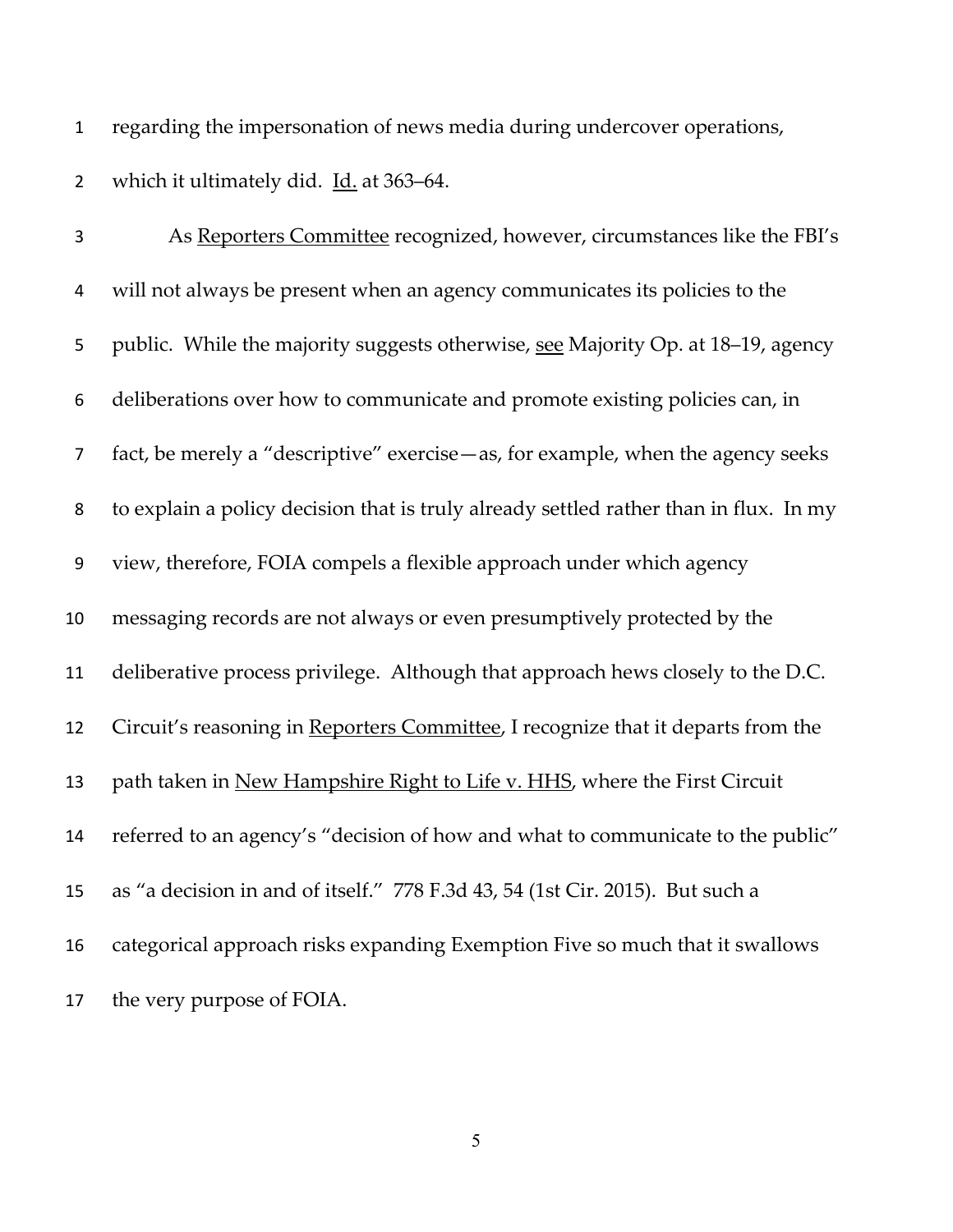regarding the impersonation of news media during undercover operations, which it ultimately did. Id. at 363–64.

As Reporters Committee recognized, however, circumstances like the FBI's will not always be present when an agency communicates its policies to the public. While the majority suggests otherwise, see Majority Op. at 18–19, agency deliberations over how to communicate and promote existing policies can, in fact, be merely a "descriptive" exercise—as, for example, when the agency seeks to explain a policy decision that is truly already settled rather than in flux. In my view, therefore, FOIA compels a flexible approach under which agency messaging records are not always or even presumptively protected by the deliberative process privilege. Although that approach hews closely to the D.C. Circuit's reasoning in Reporters Committee, I recognize that it departs from the path taken in New Hampshire Right to Life v. HHS, where the First Circuit referred to an agency's "decision of how and what to communicate to the public" as "a decision in and of itself." 778 F.3d 43, 54 (1st Cir. 2015). But such a categorical approach risks expanding Exemption Five so much that it swallows the very purpose of FOIA.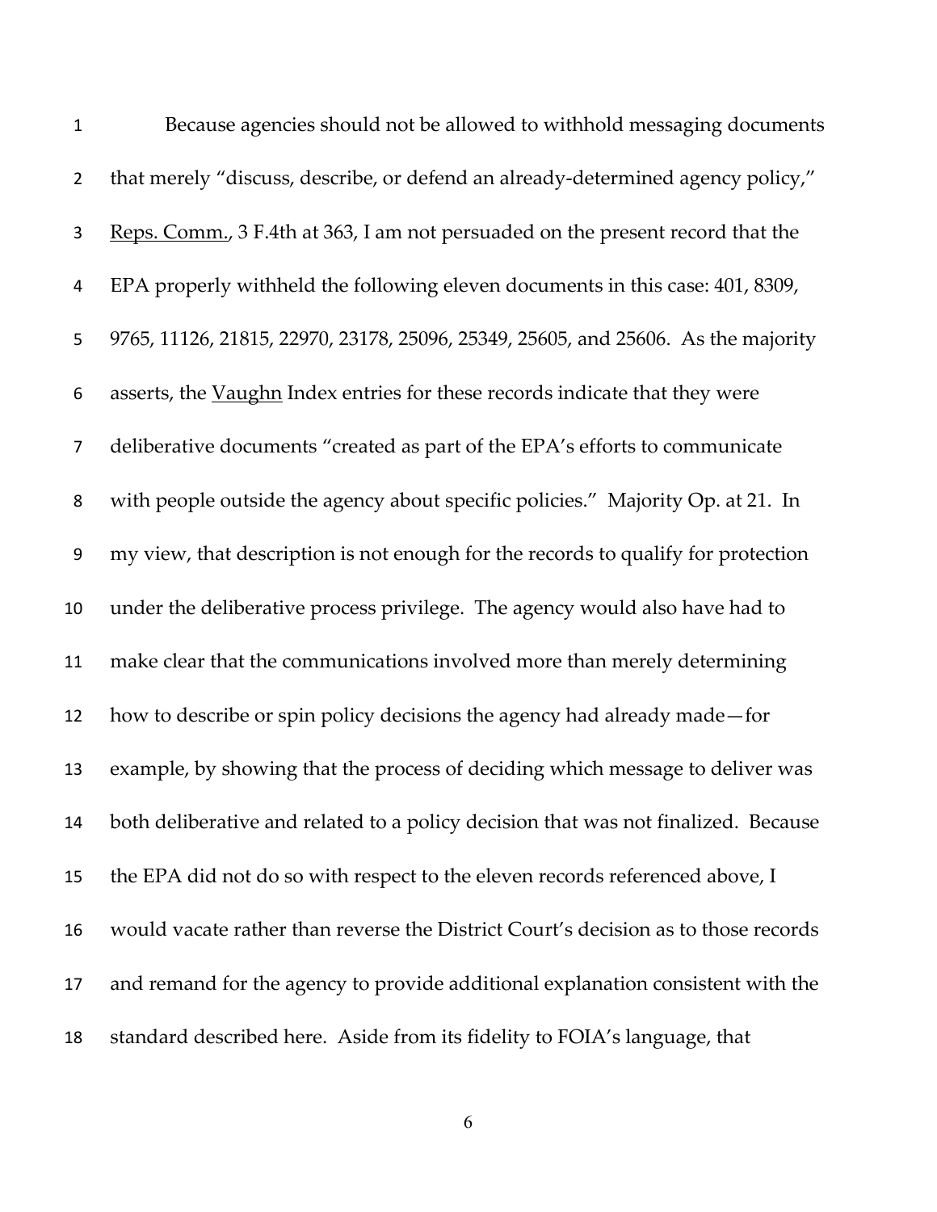Because agencies should not be allowed to withhold messaging documents that merely "discuss, describe, or defend an already-determined agency policy," Reps. Comm., 3 F.4th at 363, I am not persuaded on the present record that the EPA properly withheld the following eleven documents in this case: 401, 8309, 9765, 11126, 21815, 22970, 23178, 25096, 25349, 25605, and 25606. As the majority asserts, the Vaughn Index entries for these records indicate that they were deliberative documents "created as part of the EPA's efforts to communicate with people outside the agency about specific policies." Majority Op. at 21. In my view, that description is not enough for the records to qualify for protection under the deliberative process privilege. The agency would also have had to make clear that the communications involved more than merely determining how to describe or spin policy decisions the agency had already made—for example, by showing that the process of deciding which message to deliver was both deliberative and related to a policy decision that was not finalized. Because the EPA did not do so with respect to the eleven records referenced above, I would vacate rather than reverse the District Court's decision as to those records and remand for the agency to provide additional explanation consistent with the standard described here. Aside from its fidelity to FOIA's language, that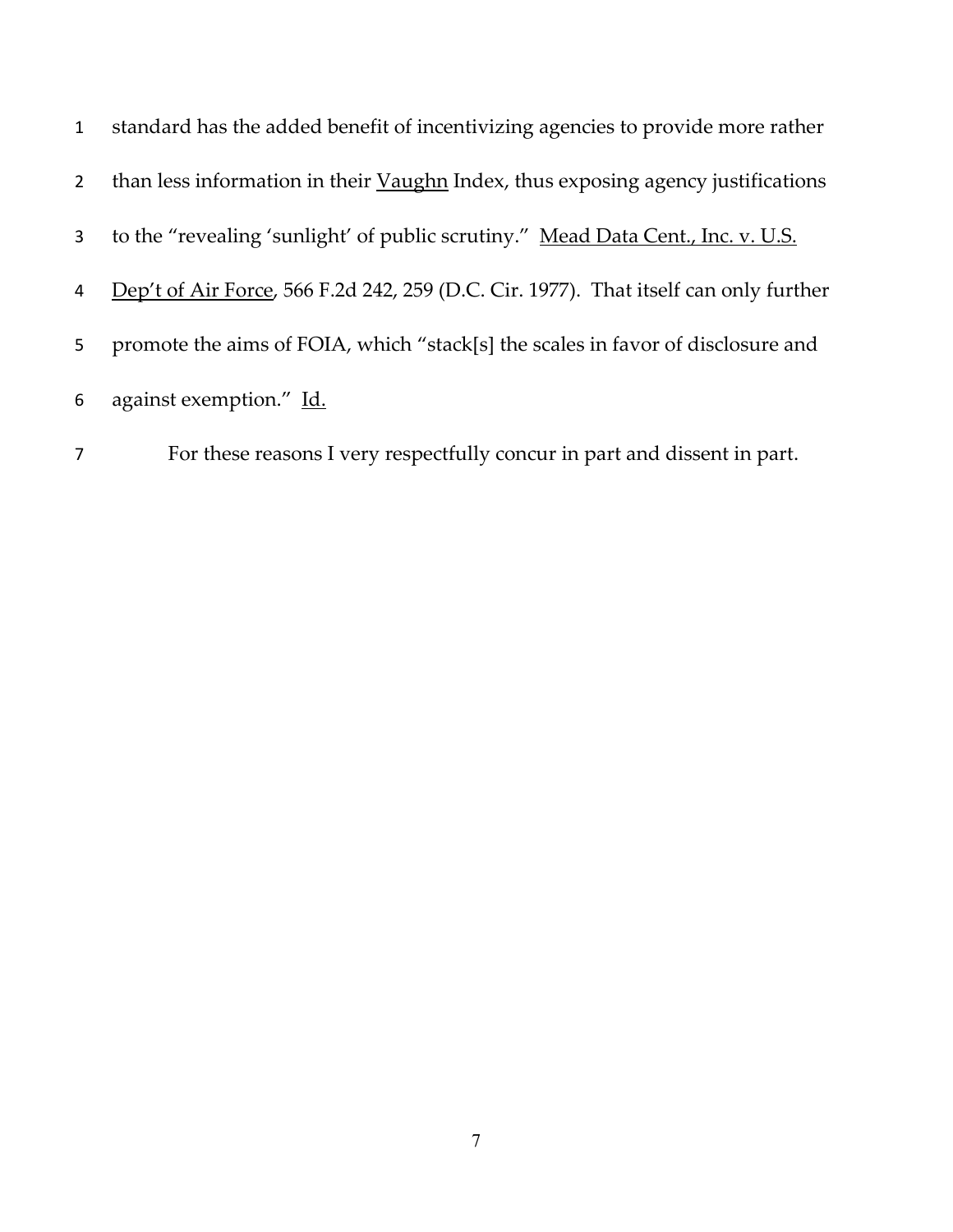standard has the added benefit of incentivizing agencies to provide more rather than less information in their Vaughn Index, thus exposing agency justifications to the "revealing 'sunlight' of public scrutiny." Mead Data Cent., Inc. v. U.S. Dep't of Air Force, 566 F.2d 242, 259 (D.C. Cir. 1977). That itself can only further promote the aims of FOIA, which "stack[s] the scales in favor of disclosure and against exemption." Id.

For these reasons I very respectfully concur in part and dissent in part.